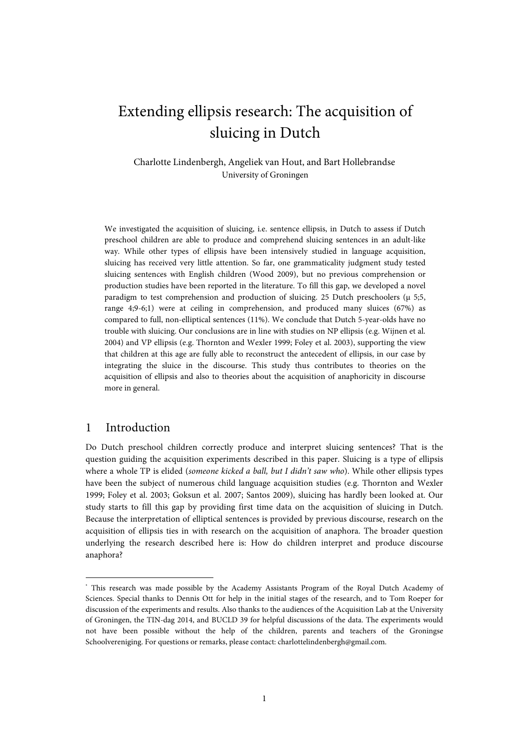# Extending ellipsis research: The acquisition of sluicing in Dutch

Charlotte Lindenbergh, Angeliek van Hout, and Bart Hollebrandse
University of Groningen

We investigated the acquisition of sluicing, i.e. sentence ellipsis, in Dutch to assess if Dutch preschool children are able to produce and comprehend sluicing sentences in an adult-like way. While other types of ellipsis have been intensively studied in language acquisition, sluicing has received very little attention. So far, one grammaticality judgment study tested sluicing sentences with English children (Wood 2009), but no previous comprehension or production studies have been reported in the literature. To fill this gap, we developed a novel paradigm to test comprehension and production of sluicing. 25 Dutch preschoolers (μ 5;5, range 4;9-6;1) were at ceiling in comprehension, and produced many sluices (67%) as compared to full, non-elliptical sentences (11%). We conclude that Dutch 5-year-olds have no trouble with sluicing. Our conclusions are in line with studies on NP ellipsis (e.g. Wijnen et al. 2004) and VP ellipsis (e.g. Thornton and Wexler 1999; Foley et al. 2003), supporting the view that children at this age are fully able to reconstruct the antecedent of ellipsis, in our case by integrating the sluice in the discourse. This study thus contributes to theories on the acquisition of ellipsis and also to theories about the acquisition of anaphoricity in discourse more in general.

## 1 Introduction

Do Dutch preschool children correctly produce and interpret sluicing sentences? That is the question guiding the acquisition experiments described in this paper. Sluicing is a type of ellipsis where a whole TP is elided (*someone kicked a ball, but I didn't saw who*). While other ellipsis types have been the subject of numerous child language acquisition studies (e.g. Thornton and Wexler 1999; Foley et al. 2003; Goksun et al. 2007; Santos 2009), sluicing has hardly been looked at. Our study starts to fill this gap by providing first time data on the acquisition of sluicing in Dutch. Because the interpretation of elliptical sentences is provided by previous discourse, research on the acquisition of ellipsis ties in with research on the acquisition of anaphora. The broader question underlying the research described here is: How do children interpret and produce discourse anaphora?

[*] This research was made possible by the Academy Assistants Program of the Royal Dutch Academy of Sciences. Special thanks to Dennis Ott for help in the initial stages of the research, and to Tom Roeper for discussion of the experiments and results. Also thanks to the audiences of the Acquisition Lab at the University of Groningen, the TIN-dag 2014, and BUCLD 39 for helpful discussions of the data. The experiments would not have been possible without the help of the children, parents and teachers of the Groningse Schoolvereniging. For questions or remarks, please contact: charlottelindenbergh@gmail.com.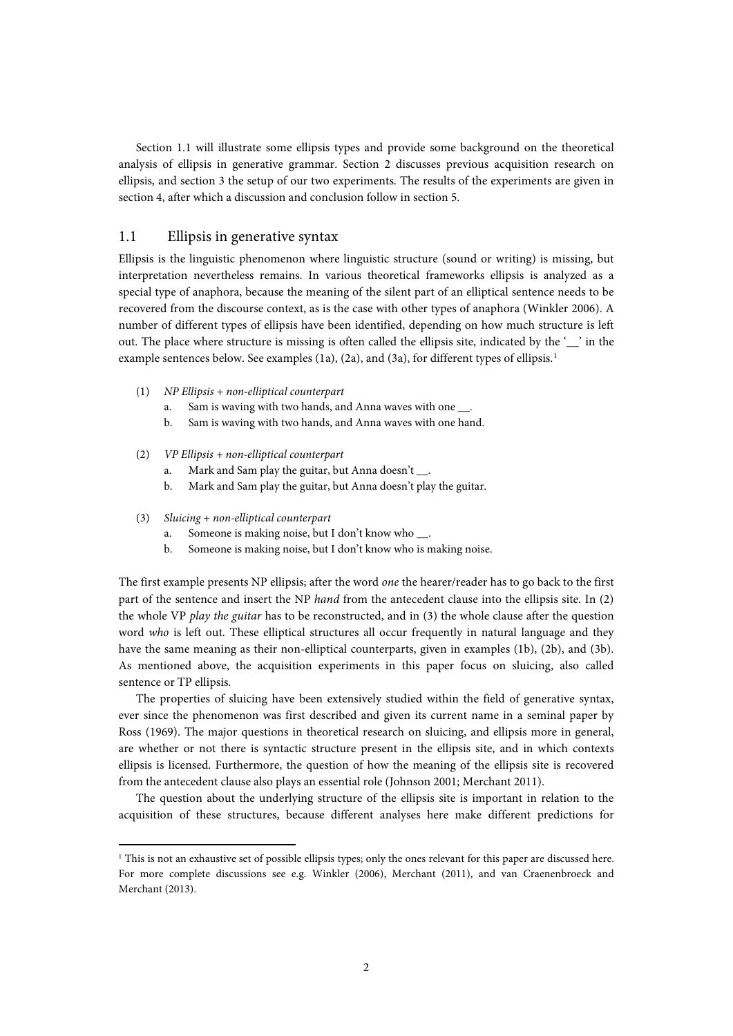Section 1.1 will illustrate some ellipsis types and provide some background on the theoretical analysis of ellipsis in generative grammar. Section 2 discusses previous acquisition research on ellipsis, and section 3 the setup of our two experiments. The results of the experiments are given in section 4, after which a discussion and conclusion follow in section 5.

## 1.1 Ellipsis in generative syntax

Ellipsis is the linguistic phenomenon where linguistic structure (sound or writing) is missing, but interpretation nevertheless remains. In various theoretical frameworks ellipsis is analyzed as a special type of anaphora, because the meaning of the silent part of an elliptical sentence needs to be recovered from the discourse context, as is the case with other types of anaphora (Winkler 2006). A number of different types of ellipsis have been identified, depending on how much structure is left out. The place where structure is missing is often called the ellipsis site, indicated by the '__' in the example sentences below. See examples (1a), (2a), and (3a), for different types of ellipsis.[1]

(1) *NP Ellipsis + non-elliptical counterpart*
  a. Sam is waving with two hands, and Anna waves with one __.
  b. Sam is waving with two hands, and Anna waves with one hand.

(2) *VP Ellipsis + non-elliptical counterpart*
  a. Mark and Sam play the guitar, but Anna doesn't __.
  b. Mark and Sam play the guitar, but Anna doesn't play the guitar.

(3) *Sluicing + non-elliptical counterpart*
  a. Someone is making noise, but I don't know who __.
  b. Someone is making noise, but I don't know who is making noise.

The first example presents NP ellipsis; after the word *one* the hearer/reader has to go back to the first part of the sentence and insert the NP *hand* from the antecedent clause into the ellipsis site. In (2) the whole VP *play the guitar* has to be reconstructed, and in (3) the whole clause after the question word *who* is left out. These elliptical structures all occur frequently in natural language and they have the same meaning as their non-elliptical counterparts, given in examples (1b), (2b), and (3b). As mentioned above, the acquisition experiments in this paper focus on sluicing, also called sentence or TP ellipsis.

The properties of sluicing have been extensively studied within the field of generative syntax, ever since the phenomenon was first described and given its current name in a seminal paper by Ross (1969). The major questions in theoretical research on sluicing, and ellipsis more in general, are whether or not there is syntactic structure present in the ellipsis site, and in which contexts ellipsis is licensed. Furthermore, the question of how the meaning of the ellipsis site is recovered from the antecedent clause also plays an essential role (Johnson 2001; Merchant 2011).

The question about the underlying structure of the ellipsis site is important in relation to the acquisition of these structures, because different analyses here make different predictions for

[1] This is not an exhaustive set of possible ellipsis types; only the ones relevant for this paper are discussed here. For more complete discussions see e.g. Winkler (2006), Merchant (2011), and van Craenenbroeck and Merchant (2013).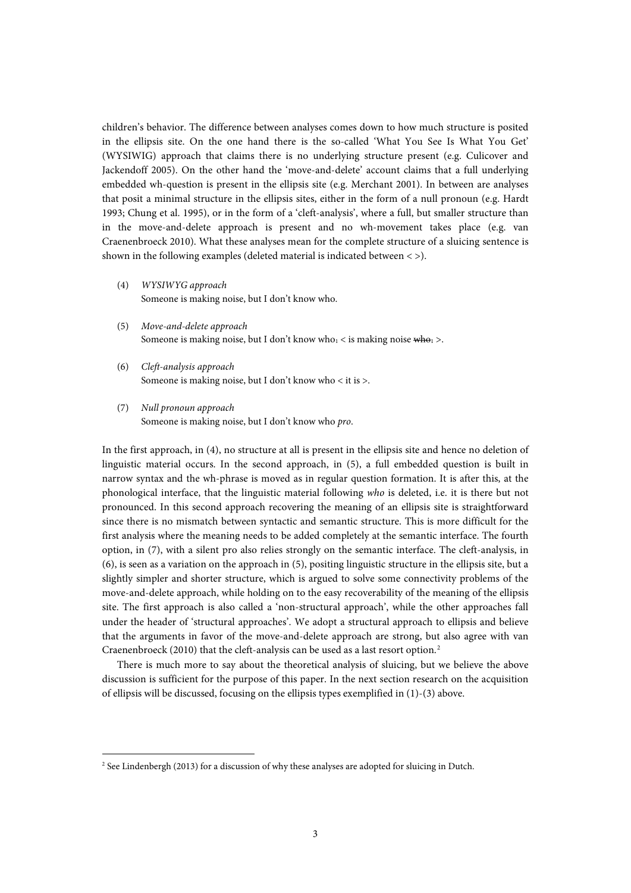children's behavior. The difference between analyses comes down to how much structure is posited in the ellipsis site. On the one hand there is the so-called 'What You See Is What You Get' (WYSIWIG) approach that claims there is no underlying structure present (e.g. Culicover and Jackendoff 2005). On the other hand the 'move-and-delete' account claims that a full underlying embedded wh-question is present in the ellipsis site (e.g. Merchant 2001). In between are analyses that posit a minimal structure in the ellipsis sites, either in the form of a null pronoun (e.g. Hardt 1993; Chung et al. 1995), or in the form of a 'cleft-analysis', where a full, but smaller structure than in the move-and-delete approach is present and no wh-movement takes place (e.g. van Craenenbroeck 2010). What these analyses mean for the complete structure of a sluicing sentence is shown in the following examples (deleted material is indicated between < >).

(4) *WYSIWYG approach*
Someone is making noise, but I don't know who.

(5) *Move-and-delete approach*
Someone is making noise, but I don't know who$_1$ < is making noise ~~who~~$_1$ >.

(6) *Cleft-analysis approach*
Someone is making noise, but I don't know who < it is >.

(7) *Null pronoun approach*
Someone is making noise, but I don't know who *pro*.

In the first approach, in (4), no structure at all is present in the ellipsis site and hence no deletion of linguistic material occurs. In the second approach, in (5), a full embedded question is built in narrow syntax and the wh-phrase is moved as in regular question formation. It is after this, at the phonological interface, that the linguistic material following *who* is deleted, i.e. it is there but not pronounced. In this second approach recovering the meaning of an ellipsis site is straightforward since there is no mismatch between syntactic and semantic structure. This is more difficult for the first analysis where the meaning needs to be added completely at the semantic interface. The fourth option, in (7), with a silent pro also relies strongly on the semantic interface. The cleft-analysis, in (6), is seen as a variation on the approach in (5), positing linguistic structure in the ellipsis site, but a slightly simpler and shorter structure, which is argued to solve some connectivity problems of the move-and-delete approach, while holding on to the easy recoverability of the meaning of the ellipsis site. The first approach is also called a 'non-structural approach', while the other approaches fall under the header of 'structural approaches'. We adopt a structural approach to ellipsis and believe that the arguments in favor of the move-and-delete approach are strong, but also agree with van Craenenbroeck (2010) that the cleft-analysis can be used as a last resort option.[2]

There is much more to say about the theoretical analysis of sluicing, but we believe the above discussion is sufficient for the purpose of this paper. In the next section research on the acquisition of ellipsis will be discussed, focusing on the ellipsis types exemplified in (1)-(3) above.

---

[2] See Lindenbergh (2013) for a discussion of why these analyses are adopted for sluicing in Dutch.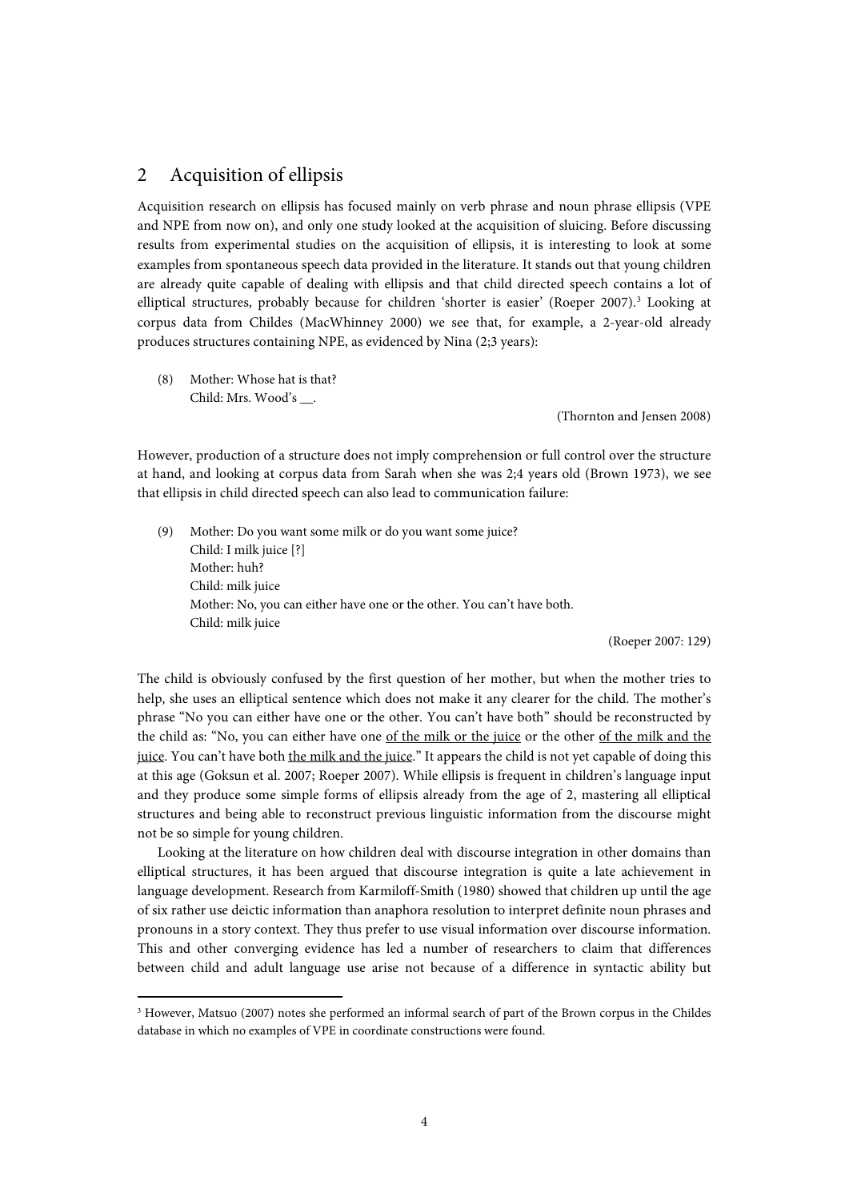## 2 Acquisition of ellipsis

Acquisition research on ellipsis has focused mainly on verb phrase and noun phrase ellipsis (VPE and NPE from now on), and only one study looked at the acquisition of sluicing. Before discussing results from experimental studies on the acquisition of ellipsis, it is interesting to look at some examples from spontaneous speech data provided in the literature. It stands out that young children are already quite capable of dealing with ellipsis and that child directed speech contains a lot of elliptical structures, probably because for children 'shorter is easier' (Roeper 2007).[3] Looking at corpus data from Childes (MacWhinney 2000) we see that, for example, a 2-year-old already produces structures containing NPE, as evidenced by Nina (2;3 years):

(8) Mother: Whose hat is that?
Child: Mrs. Wood's __.

(Thornton and Jensen 2008)

However, production of a structure does not imply comprehension or full control over the structure at hand, and looking at corpus data from Sarah when she was 2;4 years old (Brown 1973), we see that ellipsis in child directed speech can also lead to communication failure:

(9) Mother: Do you want some milk or do you want some juice?
Child: I milk juice [?]
Mother: huh?
Child: milk juice
Mother: No, you can either have one or the other. You can't have both.
Child: milk juice

(Roeper 2007: 129)

The child is obviously confused by the first question of her mother, but when the mother tries to help, she uses an elliptical sentence which does not make it any clearer for the child. The mother's phrase "No you can either have one or the other. You can't have both" should be reconstructed by the child as: "No, you can either have one <u>of the milk or the juice</u> or the other <u>of the milk and the juice</u>. You can't have both <u>the milk and the juice</u>." It appears the child is not yet capable of doing this at this age (Goksun et al. 2007; Roeper 2007). While ellipsis is frequent in children's language input and they produce some simple forms of ellipsis already from the age of 2, mastering all elliptical structures and being able to reconstruct previous linguistic information from the discourse might not be so simple for young children.

Looking at the literature on how children deal with discourse integration in other domains than elliptical structures, it has been argued that discourse integration is quite a late achievement in language development. Research from Karmiloff-Smith (1980) showed that children up until the age of six rather use deictic information than anaphora resolution to interpret definite noun phrases and pronouns in a story context. They thus prefer to use visual information over discourse information. This and other converging evidence has led a number of researchers to claim that differences between child and adult language use arise not because of a difference in syntactic ability but

[3] However, Matsuo (2007) notes she performed an informal search of part of the Brown corpus in the Childes database in which no examples of VPE in coordinate constructions were found.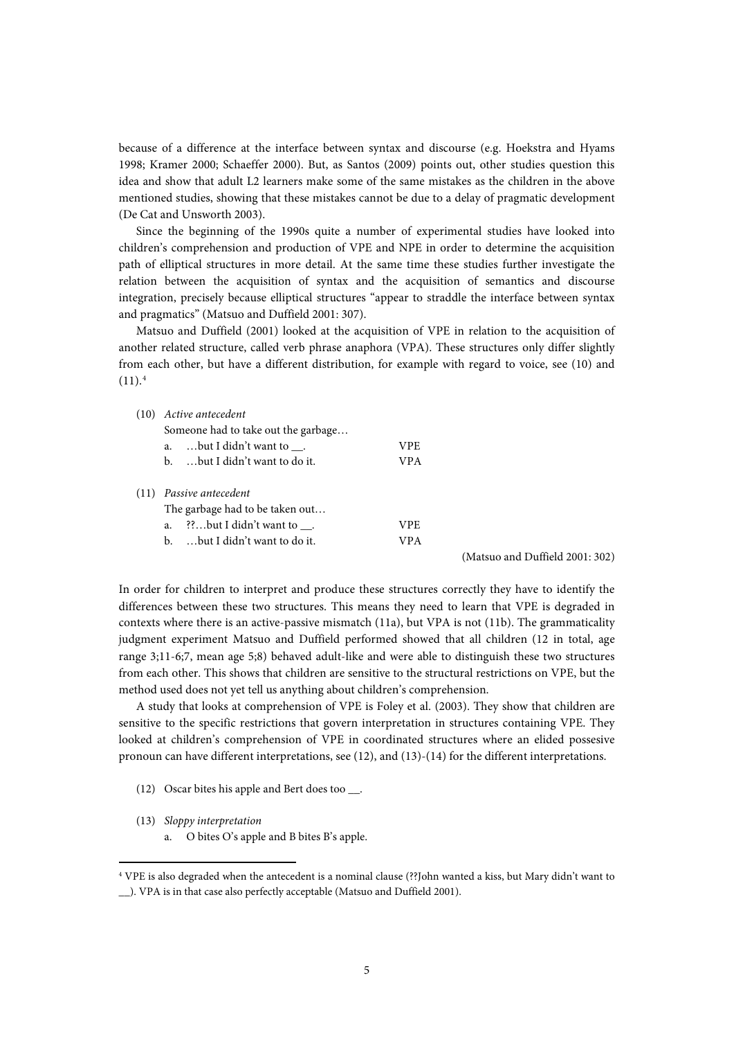because of a difference at the interface between syntax and discourse (e.g. Hoekstra and Hyams 1998; Kramer 2000; Schaeffer 2000). But, as Santos (2009) points out, other studies question this idea and show that adult L2 learners make some of the same mistakes as the children in the above mentioned studies, showing that these mistakes cannot be due to a delay of pragmatic development (De Cat and Unsworth 2003).

Since the beginning of the 1990s quite a number of experimental studies have looked into children's comprehension and production of VPE and NPE in order to determine the acquisition path of elliptical structures in more detail. At the same time these studies further investigate the relation between the acquisition of syntax and the acquisition of semantics and discourse integration, precisely because elliptical structures "appear to straddle the interface between syntax and pragmatics" (Matsuo and Duffield 2001: 307).

Matsuo and Duffield (2001) looked at the acquisition of VPE in relation to the acquisition of another related structure, called verb phrase anaphora (VPA). These structures only differ slightly from each other, but have a different distribution, for example with regard to voice, see (10) and (11).[4]

(10) *Active antecedent*
Someone had to take out the garbage…
a. …but I didn't want to __. VPE
b. …but I didn't want to do it. VPA

(11) *Passive antecedent*
The garbage had to be taken out…
a. ??…but I didn't want to __. VPE
b. …but I didn't want to do it. VPA

(Matsuo and Duffield 2001: 302)

In order for children to interpret and produce these structures correctly they have to identify the differences between these two structures. This means they need to learn that VPE is degraded in contexts where there is an active-passive mismatch (11a), but VPA is not (11b). The grammaticality judgment experiment Matsuo and Duffield performed showed that all children (12 in total, age range 3;11-6;7, mean age 5;8) behaved adult-like and were able to distinguish these two structures from each other. This shows that children are sensitive to the structural restrictions on VPE, but the method used does not yet tell us anything about children's comprehension.

A study that looks at comprehension of VPE is Foley et al. (2003). They show that children are sensitive to the specific restrictions that govern interpretation in structures containing VPE. They looked at children's comprehension of VPE in coordinated structures where an elided possesive pronoun can have different interpretations, see (12), and (13)-(14) for the different interpretations.

(12) Oscar bites his apple and Bert does too __.

(13) *Sloppy interpretation*
a. O bites O's apple and B bites B's apple.

[4] VPE is also degraded when the antecedent is a nominal clause (??John wanted a kiss, but Mary didn't want to __). VPA is in that case also perfectly acceptable (Matsuo and Duffield 2001).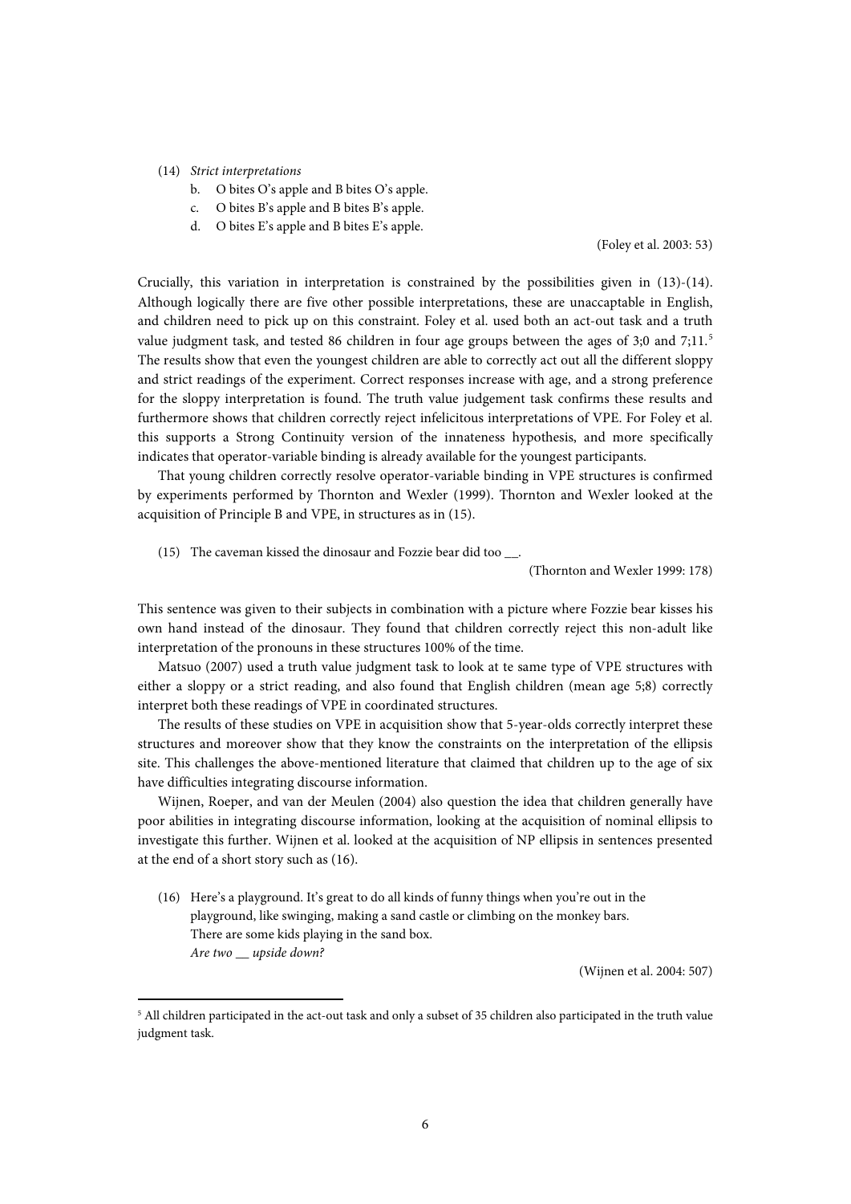(14) *Strict interpretations*

   b. O bites O's apple and B bites O's apple.
   c. O bites B's apple and B bites B's apple.
   d. O bites E's apple and B bites E's apple.

(Foley et al. 2003: 53)

Crucially, this variation in interpretation is constrained by the possibilities given in (13)-(14). Although logically there are five other possible interpretations, these are unaccaptable in English, and children need to pick up on this constraint. Foley et al. used both an act-out task and a truth value judgment task, and tested 86 children in four age groups between the ages of 3;0 and 7;11.[5] The results show that even the youngest children are able to correctly act out all the different sloppy and strict readings of the experiment. Correct responses increase with age, and a strong preference for the sloppy interpretation is found. The truth value judgement task confirms these results and furthermore shows that children correctly reject infelicitous interpretations of VPE. For Foley et al. this supports a Strong Continuity version of the innateness hypothesis, and more specifically indicates that operator-variable binding is already available for the youngest participants.

That young children correctly resolve operator-variable binding in VPE structures is confirmed by experiments performed by Thornton and Wexler (1999). Thornton and Wexler looked at the acquisition of Principle B and VPE, in structures as in (15).

(15) The caveman kissed the dinosaur and Fozzie bear did too __.

(Thornton and Wexler 1999: 178)

This sentence was given to their subjects in combination with a picture where Fozzie bear kisses his own hand instead of the dinosaur. They found that children correctly reject this non-adult like interpretation of the pronouns in these structures 100% of the time.

Matsuo (2007) used a truth value judgment task to look at te same type of VPE structures with either a sloppy or a strict reading, and also found that English children (mean age 5;8) correctly interpret both these readings of VPE in coordinated structures.

The results of these studies on VPE in acquisition show that 5-year-olds correctly interpret these structures and moreover show that they know the constraints on the interpretation of the ellipsis site. This challenges the above-mentioned literature that claimed that children up to the age of six have difficulties integrating discourse information.

Wijnen, Roeper, and van der Meulen (2004) also question the idea that children generally have poor abilities in integrating discourse information, looking at the acquisition of nominal ellipsis to investigate this further. Wijnen et al. looked at the acquisition of NP ellipsis in sentences presented at the end of a short story such as (16).

(16) Here's a playground. It's great to do all kinds of funny things when you're out in the playground, like swinging, making a sand castle or climbing on the monkey bars. There are some kids playing in the sand box.
*Are two __ upside down?*

(Wijnen et al. 2004: 507)

---

[5] All children participated in the act-out task and only a subset of 35 children also participated in the truth value judgment task.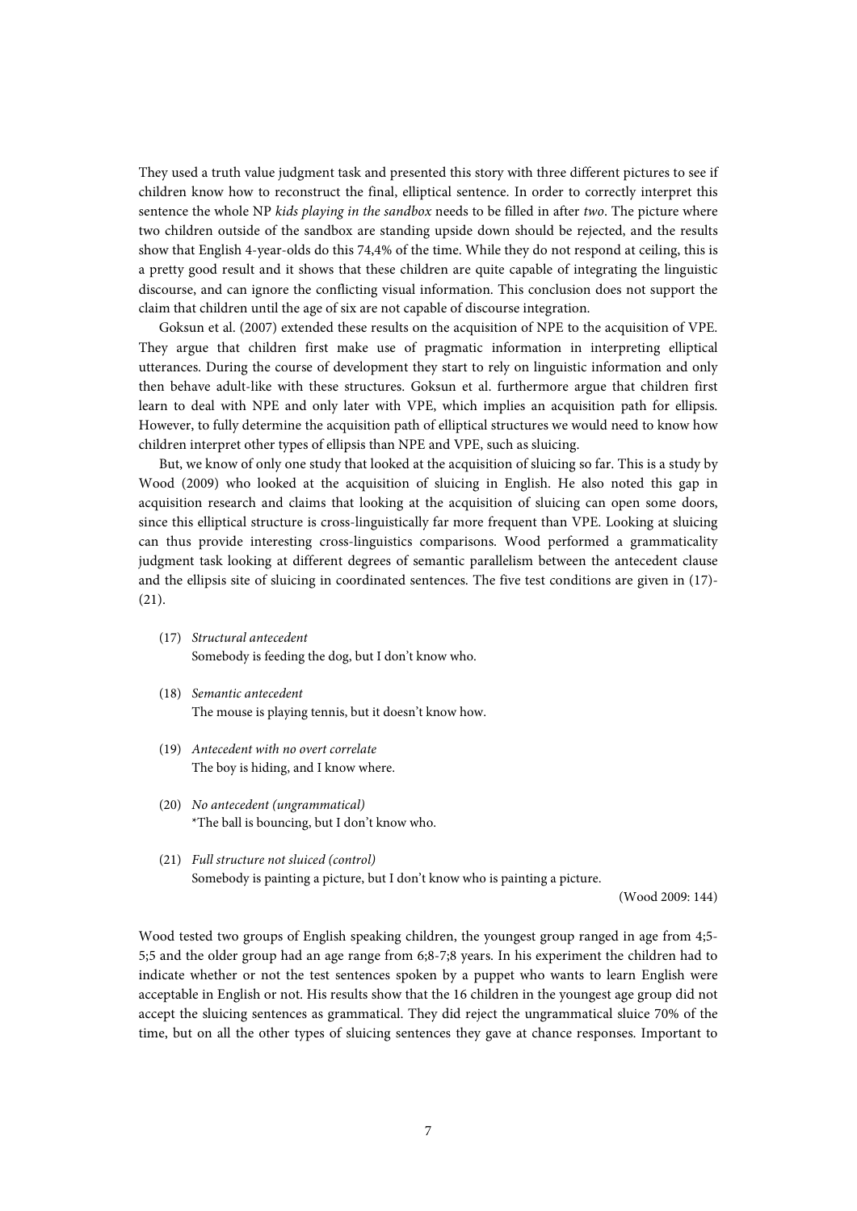They used a truth value judgment task and presented this story with three different pictures to see if children know how to reconstruct the final, elliptical sentence. In order to correctly interpret this sentence the whole NP *kids playing in the sandbox* needs to be filled in after *two*. The picture where two children outside of the sandbox are standing upside down should be rejected, and the results show that English 4-year-olds do this 74,4% of the time. While they do not respond at ceiling, this is a pretty good result and it shows that these children are quite capable of integrating the linguistic discourse, and can ignore the conflicting visual information. This conclusion does not support the claim that children until the age of six are not capable of discourse integration.

Goksun et al. (2007) extended these results on the acquisition of NPE to the acquisition of VPE. They argue that children first make use of pragmatic information in interpreting elliptical utterances. During the course of development they start to rely on linguistic information and only then behave adult-like with these structures. Goksun et al. furthermore argue that children first learn to deal with NPE and only later with VPE, which implies an acquisition path for ellipsis. However, to fully determine the acquisition path of elliptical structures we would need to know how children interpret other types of ellipsis than NPE and VPE, such as sluicing.

But, we know of only one study that looked at the acquisition of sluicing so far. This is a study by Wood (2009) who looked at the acquisition of sluicing in English. He also noted this gap in acquisition research and claims that looking at the acquisition of sluicing can open some doors, since this elliptical structure is cross-linguistically far more frequent than VPE. Looking at sluicing can thus provide interesting cross-linguistics comparisons. Wood performed a grammaticality judgment task looking at different degrees of semantic parallelism between the antecedent clause and the ellipsis site of sluicing in coordinated sentences. The five test conditions are given in (17)-(21).

(17) *Structural antecedent*
Somebody is feeding the dog, but I don't know who.

(18) *Semantic antecedent*
The mouse is playing tennis, but it doesn't know how.

(19) *Antecedent with no overt correlate*
The boy is hiding, and I know where.

(20) *No antecedent (ungrammatical)*
*The ball is bouncing, but I don't know who.

(21) *Full structure not sluiced (control)*
Somebody is painting a picture, but I don't know who is painting a picture.

(Wood 2009: 144)

Wood tested two groups of English speaking children, the youngest group ranged in age from 4;5-5;5 and the older group had an age range from 6;8-7;8 years. In his experiment the children had to indicate whether or not the test sentences spoken by a puppet who wants to learn English were acceptable in English or not. His results show that the 16 children in the youngest age group did not accept the sluicing sentences as grammatical. They did reject the ungrammatical sluice 70% of the time, but on all the other types of sluicing sentences they gave at chance responses. Important to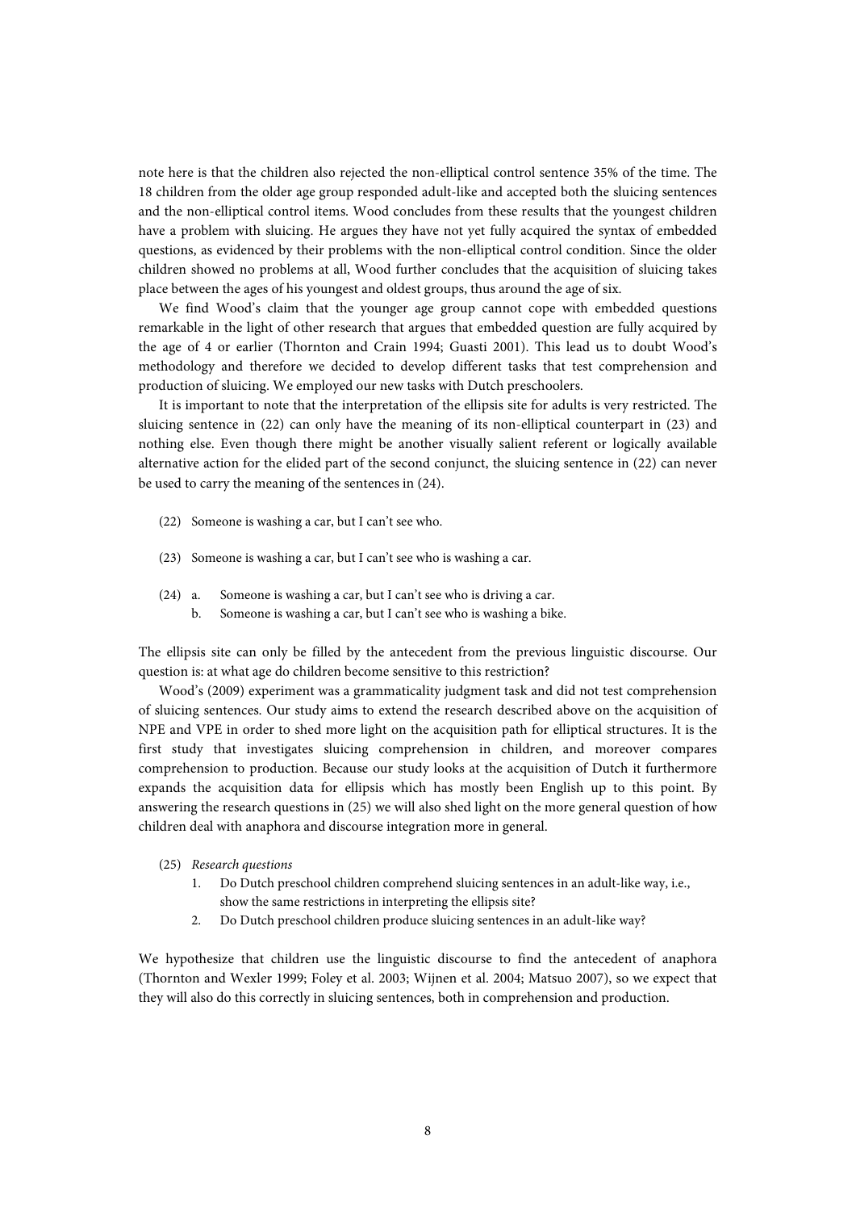note here is that the children also rejected the non-elliptical control sentence 35% of the time. The 18 children from the older age group responded adult-like and accepted both the sluicing sentences and the non-elliptical control items. Wood concludes from these results that the youngest children have a problem with sluicing. He argues they have not yet fully acquired the syntax of embedded questions, as evidenced by their problems with the non-elliptical control condition. Since the older children showed no problems at all, Wood further concludes that the acquisition of sluicing takes place between the ages of his youngest and oldest groups, thus around the age of six.

We find Wood's claim that the younger age group cannot cope with embedded questions remarkable in the light of other research that argues that embedded question are fully acquired by the age of 4 or earlier (Thornton and Crain 1994; Guasti 2001). This lead us to doubt Wood's methodology and therefore we decided to develop different tasks that test comprehension and production of sluicing. We employed our new tasks with Dutch preschoolers.

It is important to note that the interpretation of the ellipsis site for adults is very restricted. The sluicing sentence in (22) can only have the meaning of its non-elliptical counterpart in (23) and nothing else. Even though there might be another visually salient referent or logically available alternative action for the elided part of the second conjunct, the sluicing sentence in (22) can never be used to carry the meaning of the sentences in (24).

(22) Someone is washing a car, but I can't see who.

(23) Someone is washing a car, but I can't see who is washing a car.

(24) a. Someone is washing a car, but I can't see who is driving a car.
     b. Someone is washing a car, but I can't see who is washing a bike.

The ellipsis site can only be filled by the antecedent from the previous linguistic discourse. Our question is: at what age do children become sensitive to this restriction?

Wood's (2009) experiment was a grammaticality judgment task and did not test comprehension of sluicing sentences. Our study aims to extend the research described above on the acquisition of NPE and VPE in order to shed more light on the acquisition path for elliptical structures. It is the first study that investigates sluicing comprehension in children, and moreover compares comprehension to production. Because our study looks at the acquisition of Dutch it furthermore expands the acquisition data for ellipsis which has mostly been English up to this point. By answering the research questions in (25) we will also shed light on the more general question of how children deal with anaphora and discourse integration more in general.

(25) *Research questions*
  1. Do Dutch preschool children comprehend sluicing sentences in an adult-like way, i.e., show the same restrictions in interpreting the ellipsis site?
  2. Do Dutch preschool children produce sluicing sentences in an adult-like way?

We hypothesize that children use the linguistic discourse to find the antecedent of anaphora (Thornton and Wexler 1999; Foley et al. 2003; Wijnen et al. 2004; Matsuo 2007), so we expect that they will also do this correctly in sluicing sentences, both in comprehension and production.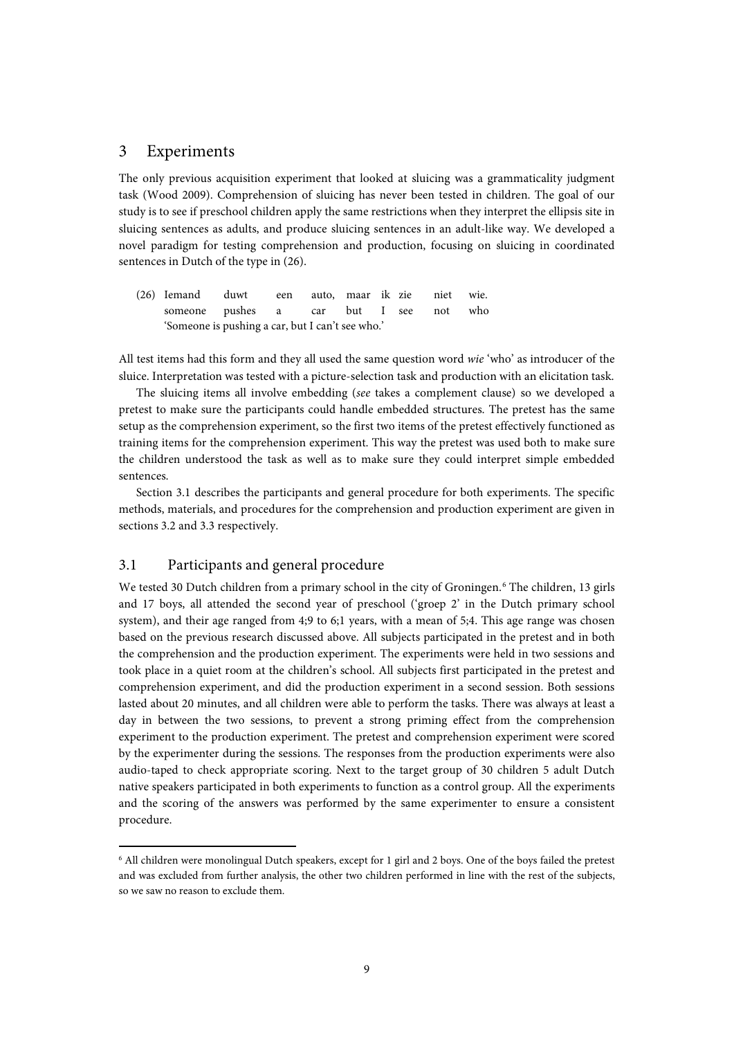## 3 Experiments

The only previous acquisition experiment that looked at sluicing was a grammaticality judgment task (Wood 2009). Comprehension of sluicing has never been tested in children. The goal of our study is to see if preschool children apply the same restrictions when they interpret the ellipsis site in sluicing sentences as adults, and produce sluicing sentences in an adult-like way. We developed a novel paradigm for testing comprehension and production, focusing on sluicing in coordinated sentences in Dutch of the type in (26).

(26) Iemand duwt een auto, maar ik zie niet wie.
    someone pushes a car but I see not who
    'Someone is pushing a car, but I can't see who.'

All test items had this form and they all used the same question word *wie* 'who' as introducer of the sluice. Interpretation was tested with a picture-selection task and production with an elicitation task.

The sluicing items all involve embedding (*see* takes a complement clause) so we developed a pretest to make sure the participants could handle embedded structures. The pretest has the same setup as the comprehension experiment, so the first two items of the pretest effectively functioned as training items for the comprehension experiment. This way the pretest was used both to make sure the children understood the task as well as to make sure they could interpret simple embedded sentences.

Section 3.1 describes the participants and general procedure for both experiments. The specific methods, materials, and procedures for the comprehension and production experiment are given in sections 3.2 and 3.3 respectively.

### 3.1 Participants and general procedure

We tested 30 Dutch children from a primary school in the city of Groningen.[6] The children, 13 girls and 17 boys, all attended the second year of preschool ('groep 2' in the Dutch primary school system), and their age ranged from 4;9 to 6;1 years, with a mean of 5;4. This age range was chosen based on the previous research discussed above. All subjects participated in the pretest and in both the comprehension and the production experiment. The experiments were held in two sessions and took place in a quiet room at the children's school. All subjects first participated in the pretest and comprehension experiment, and did the production experiment in a second session. Both sessions lasted about 20 minutes, and all children were able to perform the tasks. There was always at least a day in between the two sessions, to prevent a strong priming effect from the comprehension experiment to the production experiment. The pretest and comprehension experiment were scored by the experimenter during the sessions. The responses from the production experiments were also audio-taped to check appropriate scoring. Next to the target group of 30 children 5 adult Dutch native speakers participated in both experiments to function as a control group. All the experiments and the scoring of the answers was performed by the same experimenter to ensure a consistent procedure.

[6] All children were monolingual Dutch speakers, except for 1 girl and 2 boys. One of the boys failed the pretest and was excluded from further analysis, the other two children performed in line with the rest of the subjects, so we saw no reason to exclude them.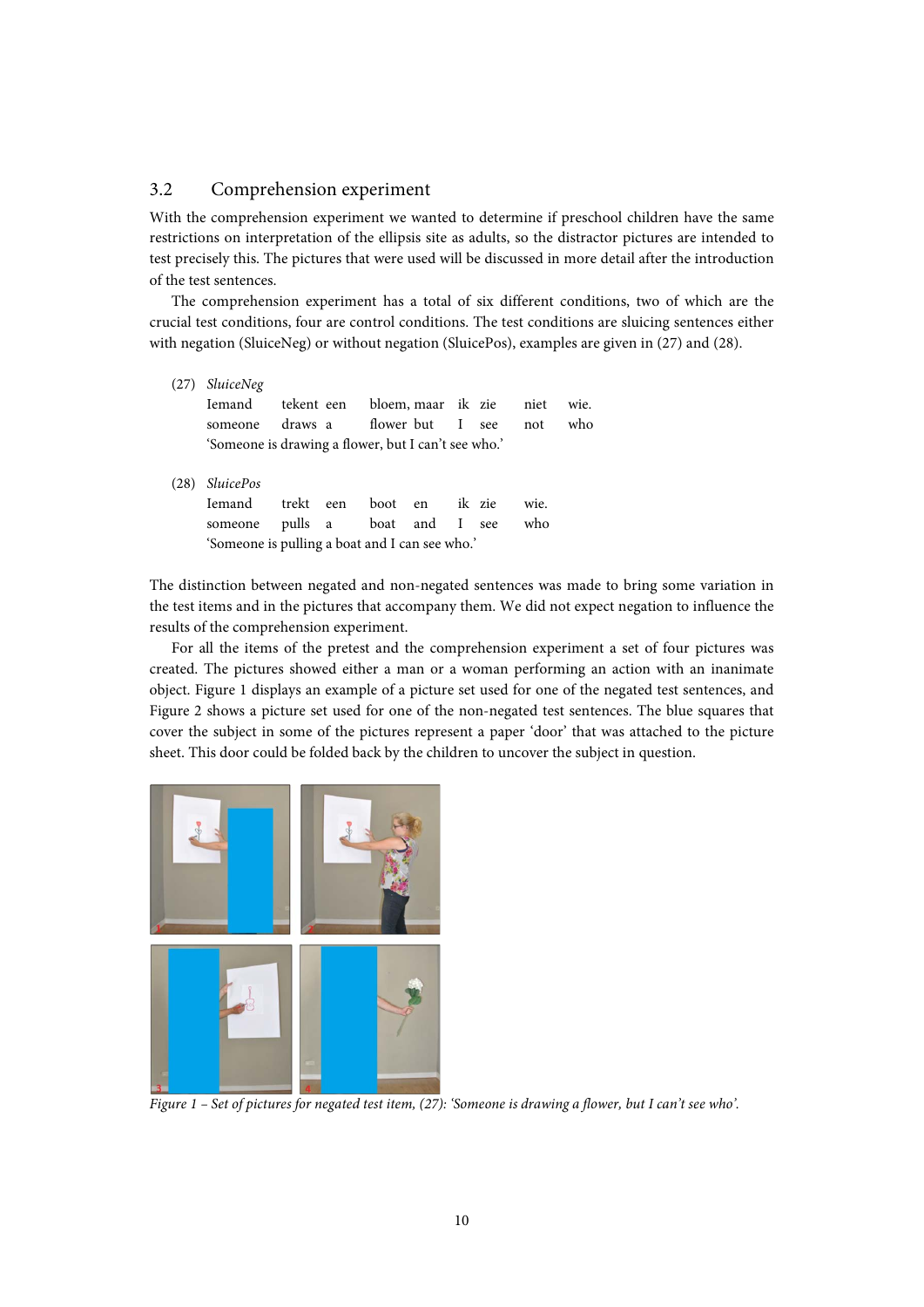## 3.2 Comprehension experiment

With the comprehension experiment we wanted to determine if preschool children have the same restrictions on interpretation of the ellipsis site as adults, so the distractor pictures are intended to test precisely this. The pictures that were used will be discussed in more detail after the introduction of the test sentences.

The comprehension experiment has a total of six different conditions, two of which are the crucial test conditions, four are control conditions. The test conditions are sluicing sentences either with negation (SluiceNeg) or without negation (SlucePos), examples are given in (27) and (28).

(27) *SluiceNeg*

| Iemand | tekent | een | bloem, | maar | ik | zie | niet | wie. |
|---|---|---|---|---|---|---|---|---|
| someone | draws | a | flower | but | I | see | not | who |

'Someone is drawing a flower, but I can't see who.'

(28) *SluicePos*

| Iemand | trekt | een | boot | en | ik | zie | wie. |
|---|---|---|---|---|---|---|---|
| someone | pulls | a | boat | and | I | see | who |

'Someone is pulling a boat and I can see who.'

The distinction between negated and non-negated sentences was made to bring some variation in the test items and in the pictures that accompany them. We did not expect negation to influence the results of the comprehension experiment.

For all the items of the pretest and the comprehension experiment a set of four pictures was created. The pictures showed either a man or a woman performing an action with an inanimate object. Figure 1 displays an example of a picture set used for one of the negated test sentences, and Figure 2 shows a picture set used for one of the non-negated test sentences. The blue squares that cover the subject in some of the pictures represent a paper 'door' that was attached to the picture sheet. This door could be folded back by the children to uncover the subject in question.

*Figure 1 – Set of pictures for negated test item, (27): 'Someone is drawing a flower, but I can't see who'.*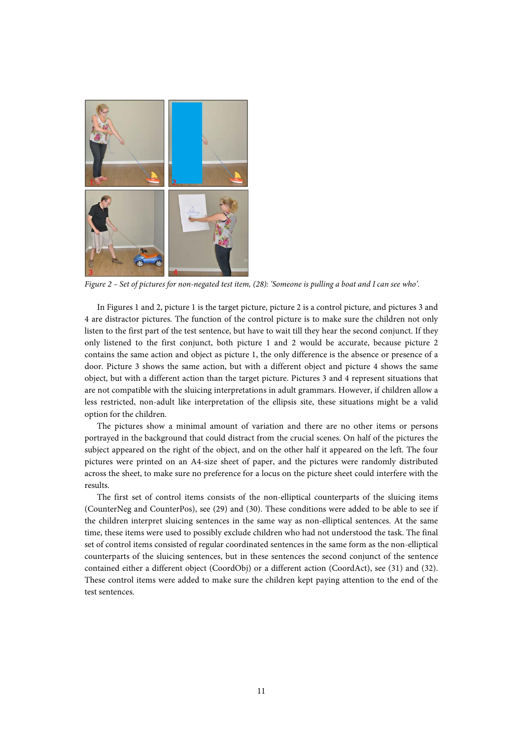*Figure 2 – Set of pictures for non-negated test item, (28): 'Someone is pulling a boat and I can see who'.*

In Figures 1 and 2, picture 1 is the target picture, picture 2 is a control picture, and pictures 3 and 4 are distractor pictures. The function of the control picture is to make sure the children not only listen to the first part of the test sentence, but have to wait till they hear the second conjunct. If they only listened to the first conjunct, both picture 1 and 2 would be accurate, because picture 2 contains the same action and object as picture 1, the only difference is the absence or presence of a door. Picture 3 shows the same action, but with a different object and picture 4 shows the same object, but with a different action than the target picture. Pictures 3 and 4 represent situations that are not compatible with the sluicing interpretations in adult grammars. However, if children allow a less restricted, non-adult like interpretation of the ellipsis site, these situations might be a valid option for the children.

The pictures show a minimal amount of variation and there are no other items or persons portrayed in the background that could distract from the crucial scenes. On half of the pictures the subject appeared on the right of the object, and on the other half it appeared on the left. The four pictures were printed on an A4-size sheet of paper, and the pictures were randomly distributed across the sheet, to make sure no preference for a locus on the picture sheet could interfere with the results.

The first set of control items consists of the non-elliptical counterparts of the sluicing items (CounterNeg and CounterPos), see (29) and (30). These conditions were added to be able to see if the children interpret sluicing sentences in the same way as non-elliptical sentences. At the same time, these items were used to possibly exclude children who had not understood the task. The final set of control items consisted of regular coordinated sentences in the same form as the non-elliptical counterparts of the sluicing sentences, but in these sentences the second conjunct of the sentence contained either a different object (CoordObj) or a different action (CoordAct), see (31) and (32). These control items were added to make sure the children kept paying attention to the end of the test sentences.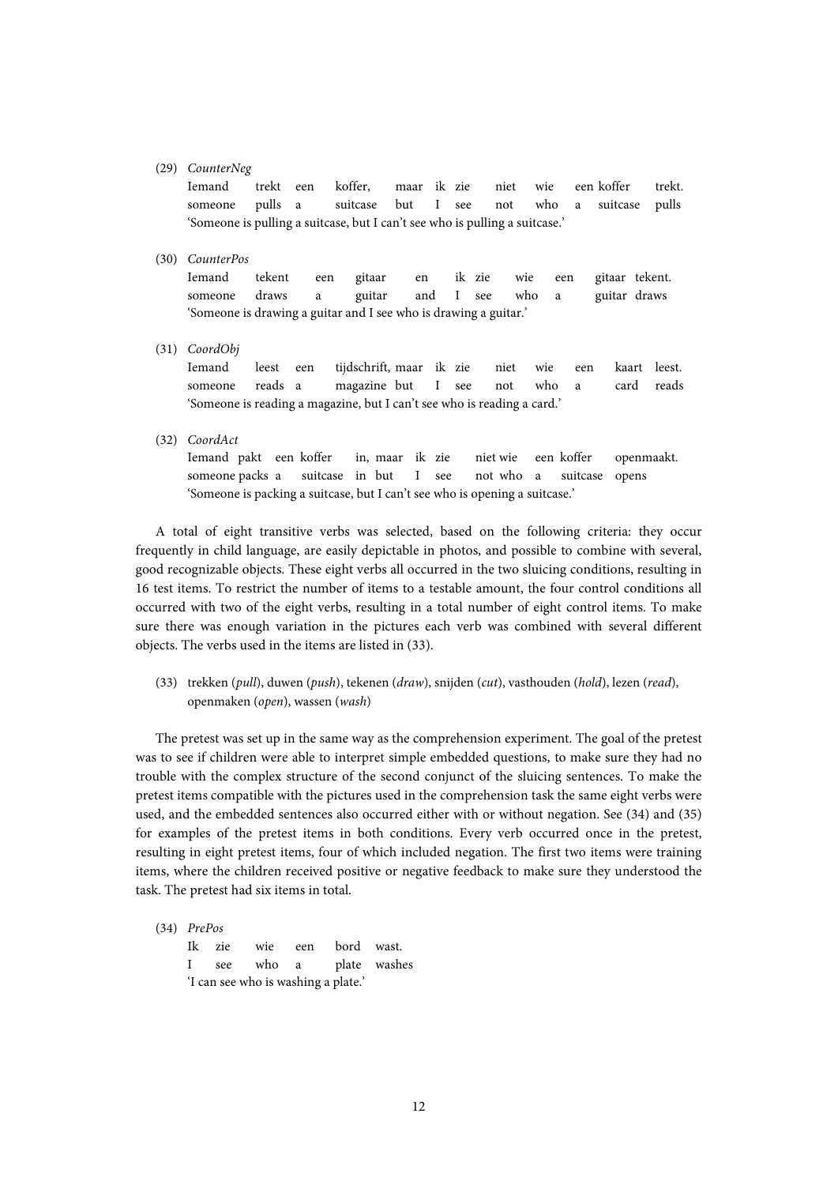(29) *CounterNeg*
Iemand trekt een koffer, maar ik zie niet wie een koffer trekt.
someone pulls a suitcase but I see not who a suitcase pulls
'Someone is pulling a suitcase, but I can't see who is pulling a suitcase.'

(30) *CounterPos*
Iemand tekent een gitaar en ik zie wie een gitaar tekent.
someone draws a guitar and I see who a guitar draws
'Someone is drawing a guitar and I see who is drawing a guitar.'

(31) *CoordObj*
Iemand leest een tijdschrift, maar ik zie niet wie een kaart leest.
someone reads a magazine but I see not who a card reads
'Someone is reading a magazine, but I can't see who is reading a card.'

(32) *CoordAct*
Iemand pakt een koffer in, maar ik zie niet wie een koffer openmaakt.
someone packs a suitcase in but I see not who a suitcase opens
'Someone is packing a suitcase, but I can't see who is opening a suitcase.'

A total of eight transitive verbs was selected, based on the following criteria: they occur frequently in child language, are easily depictable in photos, and possible to combine with several, good recognizable objects. These eight verbs all occurred in the two sluicing conditions, resulting in 16 test items. To restrict the number of items to a testable amount, the four control conditions all occurred with two of the eight verbs, resulting in a total number of eight control items. To make sure there was enough variation in the pictures each verb was combined with several different objects. The verbs used in the items are listed in (33).

(33) trekken (*pull*), duwen (*push*), tekenen (*draw*), snijden (*cut*), vasthouden (*hold*), lezen (*read*), openmaken (*open*), wassen (*wash*)

The pretest was set up in the same way as the comprehension experiment. The goal of the pretest was to see if children were able to interpret simple embedded questions, to make sure they had no trouble with the complex structure of the second conjunct of the sluicing sentences. To make the pretest items compatible with the pictures used in the comprehension task the same eight verbs were used, and the embedded sentences also occurred either with or without negation. See (34) and (35) for examples of the pretest items in both conditions. Every verb occurred once in the pretest, resulting in eight pretest items, four of which included negation. The first two items were training items, where the children received positive or negative feedback to make sure they understood the task. The pretest had six items in total.

(34) *PrePos*
Ik zie wie een bord wast.
I see who a plate washes
'I can see who is washing a plate.'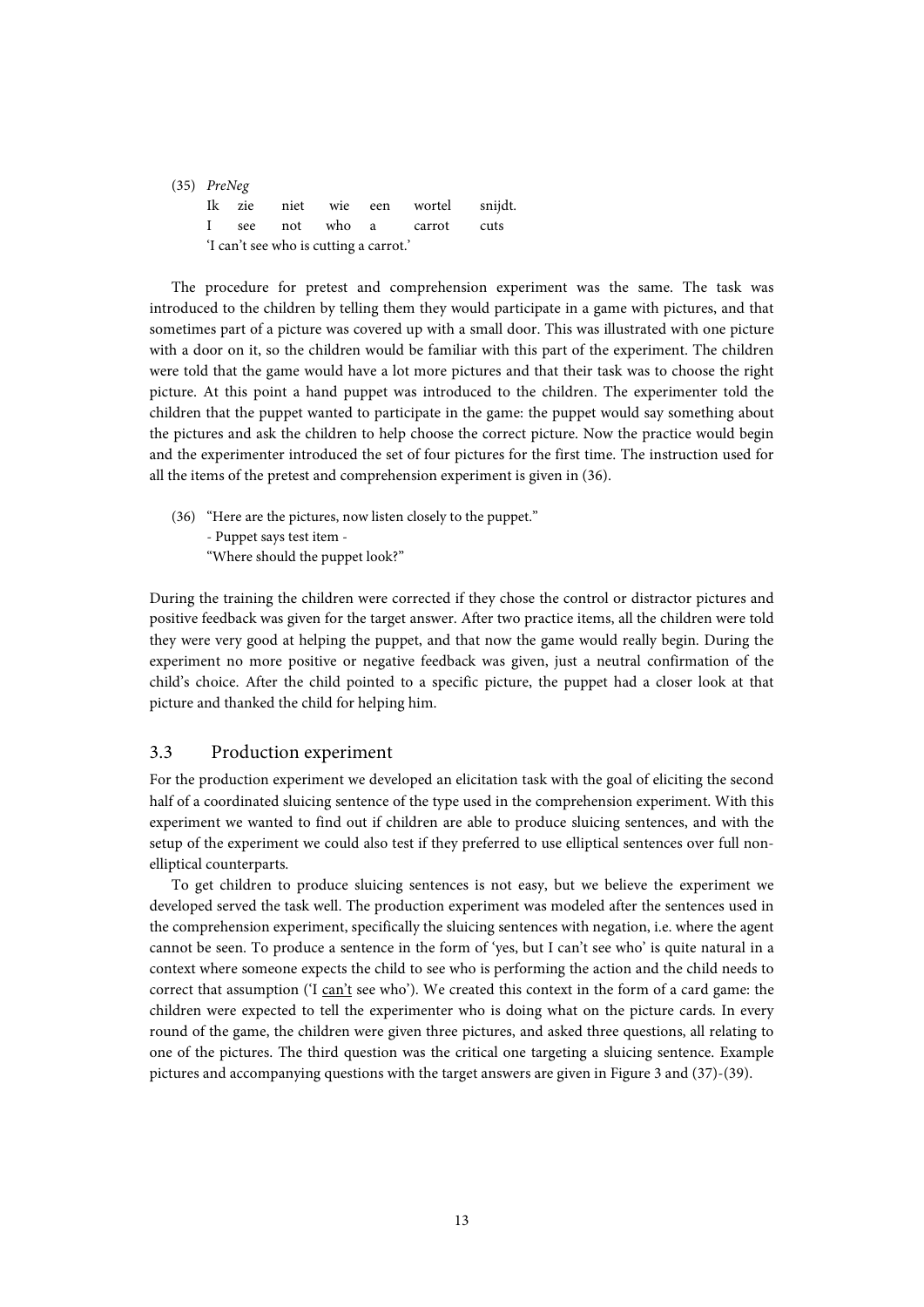(35) *PreNeg*

| Ik | zie | niet | wie | een | wortel | snijdt. |
|---|---|---|---|---|---|---|
| I | see | not | who | a | carrot | cuts |

'I can't see who is cutting a carrot.'

The procedure for pretest and comprehension experiment was the same. The task was introduced to the children by telling them they would participate in a game with pictures, and that sometimes part of a picture was covered up with a small door. This was illustrated with one picture with a door on it, so the children would be familiar with this part of the experiment. The children were told that the game would have a lot more pictures and that their task was to choose the right picture. At this point a hand puppet was introduced to the children. The experimenter told the children that the puppet wanted to participate in the game: the puppet would say something about the pictures and ask the children to help choose the correct picture. Now the practice would begin and the experimenter introduced the set of four pictures for the first time. The instruction used for all the items of the pretest and comprehension experiment is given in (36).

(36) "Here are the pictures, now listen closely to the puppet."
- Puppet says test item -
"Where should the puppet look?"

During the training the children were corrected if they chose the control or distractor pictures and positive feedback was given for the target answer. After two practice items, all the children were told they were very good at helping the puppet, and that now the game would really begin. During the experiment no more positive or negative feedback was given, just a neutral confirmation of the child's choice. After the child pointed to a specific picture, the puppet had a closer look at that picture and thanked the child for helping him.

## 3.3 Production experiment

For the production experiment we developed an elicitation task with the goal of eliciting the second half of a coordinated sluicing sentence of the type used in the comprehension experiment. With this experiment we wanted to find out if children are able to produce sluicing sentences, and with the setup of the experiment we could also test if they preferred to use elliptical sentences over full non-elliptical counterparts.

To get children to produce sluicing sentences is not easy, but we believe the experiment we developed served the task well. The production experiment was modeled after the sentences used in the comprehension experiment, specifically the sluicing sentences with negation, i.e. where the agent cannot be seen. To produce a sentence in the form of 'yes, but I can't see who' is quite natural in a context where someone expects the child to see who is performing the action and the child needs to correct that assumption ('I <u>can't</u> see who'). We created this context in the form of a card game: the children were expected to tell the experimenter who is doing what on the picture cards. In every round of the game, the children were given three pictures, and asked three questions, all relating to one of the pictures. The third question was the critical one targeting a sluicing sentence. Example pictures and accompanying questions with the target answers are given in Figure 3 and (37)-(39).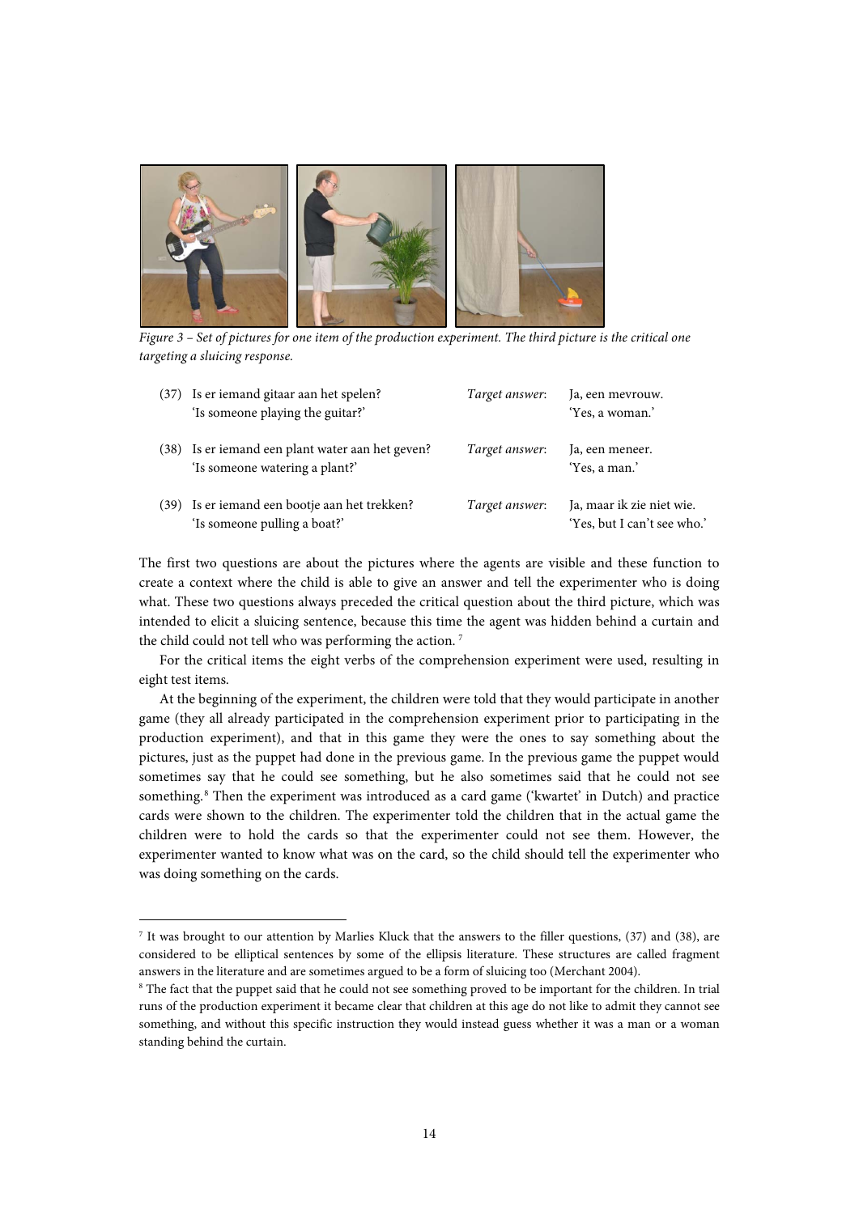*Figure 3 – Set of pictures for one item of the production experiment. The third picture is the critical one targeting a sluicing response.*

| | | | |
|---|---|---|---|
| (37) | Is er iemand gitaar aan het spelen?<br>'Is someone playing the guitar?' | *Target answer*: | Ja, een mevrouw.<br>'Yes, a woman.' |
| (38) | Is er iemand een plant water aan het geven?<br>'Is someone watering a plant?' | *Target answer*: | Ja, een meneer.<br>'Yes, a man.' |
| (39) | Is er iemand een bootje aan het trekken?<br>'Is someone pulling a boat?' | *Target answer*: | Ja, maar ik zie niet wie.<br>'Yes, but I can't see who.' |

The first two questions are about the pictures where the agents are visible and these function to create a context where the child is able to give an answer and tell the experimenter who is doing what. These two questions always preceded the critical question about the third picture, which was intended to elicit a sluicing sentence, because this time the agent was hidden behind a curtain and the child could not tell who was performing the action. [7]

For the critical items the eight verbs of the comprehension experiment were used, resulting in eight test items.

At the beginning of the experiment, the children were told that they would participate in another game (they all already participated in the comprehension experiment prior to participating in the production experiment), and that in this game they were the ones to say something about the pictures, just as the puppet had done in the previous game. In the previous game the puppet would sometimes say that he could see something, but he also sometimes said that he could not see something.[8] Then the experiment was introduced as a card game ('kwartet' in Dutch) and practice cards were shown to the children. The experimenter told the children that in the actual game the children were to hold the cards so that the experimenter could not see them. However, the experimenter wanted to know what was on the card, so the child should tell the experimenter who was doing something on the cards.

---

[7] It was brought to our attention by Marlies Kluck that the answers to the filler questions, (37) and (38), are considered to be elliptical sentences by some of the ellipsis literature. These structures are called fragment answers in the literature and are sometimes argued to be a form of sluicing too (Merchant 2004).

[8] The fact that the puppet said that he could not see something proved to be important for the children. In trial runs of the production experiment it became clear that children at this age do not like to admit they cannot see something, and without this specific instruction they would instead guess whether it was a man or a woman standing behind the curtain.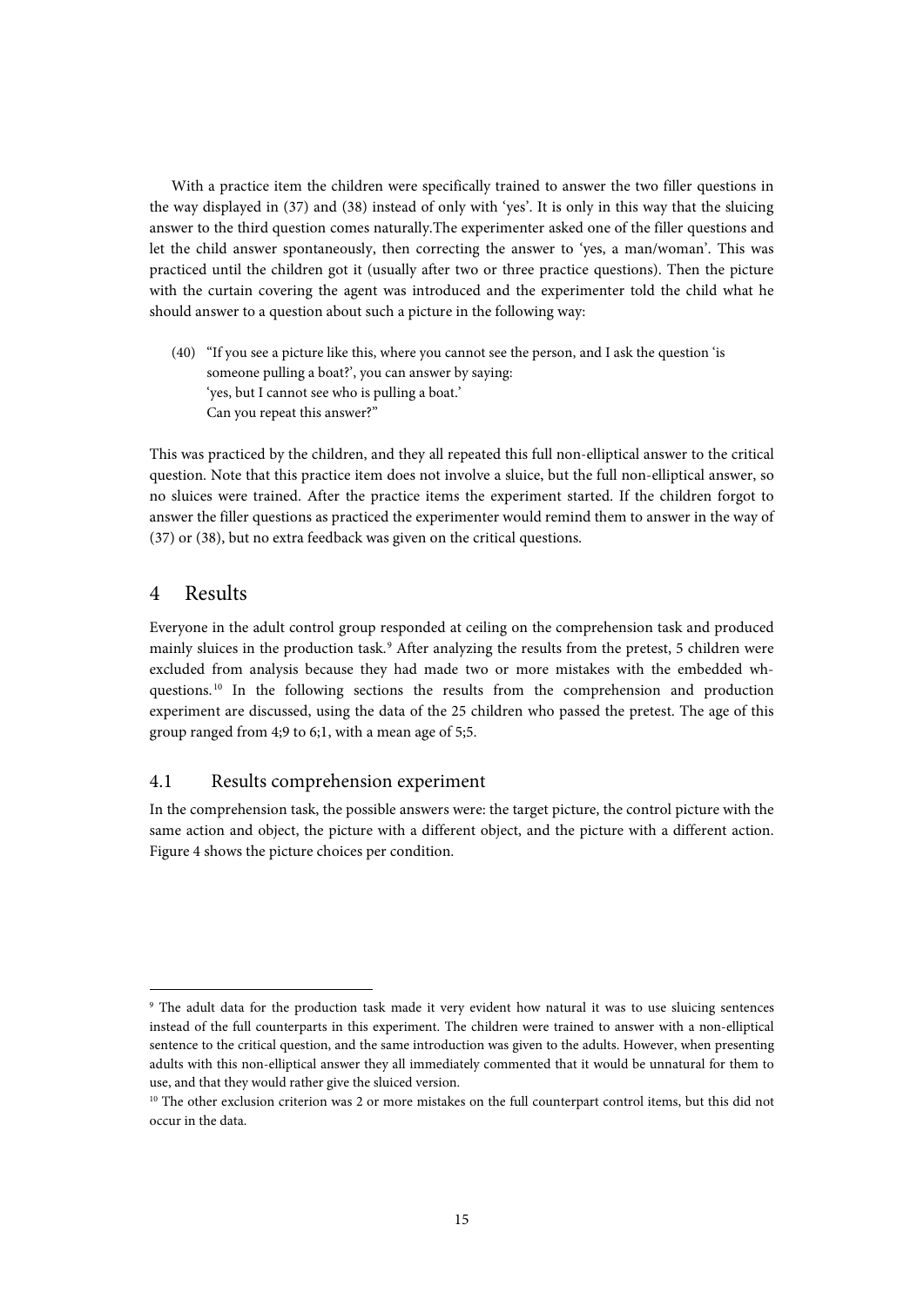With a practice item the children were specifically trained to answer the two filler questions in the way displayed in (37) and (38) instead of only with 'yes'. It is only in this way that the sluicing answer to the third question comes naturally.The experimenter asked one of the filler questions and let the child answer spontaneously, then correcting the answer to 'yes, a man/woman'. This was practiced until the children got it (usually after two or three practice questions). Then the picture with the curtain covering the agent was introduced and the experimenter told the child what he should answer to a question about such a picture in the following way:

(40) "If you see a picture like this, where you cannot see the person, and I ask the question 'is someone pulling a boat?', you can answer by saying:
'yes, but I cannot see who is pulling a boat.'
Can you repeat this answer?"

This was practiced by the children, and they all repeated this full non-elliptical answer to the critical question. Note that this practice item does not involve a sluice, but the full non-elliptical answer, so no sluices were trained. After the practice items the experiment started. If the children forgot to answer the filler questions as practiced the experimenter would remind them to answer in the way of (37) or (38), but no extra feedback was given on the critical questions.

## 4 Results

Everyone in the adult control group responded at ceiling on the comprehension task and produced mainly sluices in the production task.[9] After analyzing the results from the pretest, 5 children were excluded from analysis because they had made two or more mistakes with the embedded wh-questions.[10] In the following sections the results from the comprehension and production experiment are discussed, using the data of the 25 children who passed the pretest. The age of this group ranged from 4;9 to 6;1, with a mean age of 5;5.

### 4.1 Results comprehension experiment

In the comprehension task, the possible answers were: the target picture, the control picture with the same action and object, the picture with a different object, and the picture with a different action. Figure 4 shows the picture choices per condition.

---

[9] The adult data for the production task made it very evident how natural it was to use sluicing sentences instead of the full counterparts in this experiment. The children were trained to answer with a non-elliptical sentence to the critical question, and the same introduction was given to the adults. However, when presenting adults with this non-elliptical answer they all immediately commented that it would be unnatural for them to use, and that they would rather give the sluiced version.

[10] The other exclusion criterion was 2 or more mistakes on the full counterpart control items, but this did not occur in the data.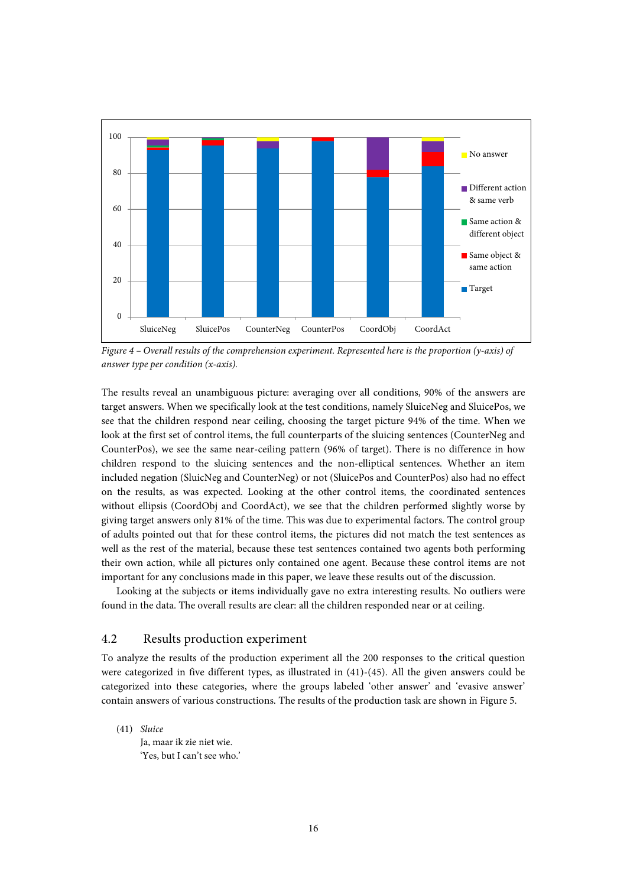*Figure 4 – Overall results of the comprehension experiment. Represented here is the proportion (y-axis) of answer type per condition (x-axis).*

The results reveal an unambiguous picture: averaging over all conditions, 90% of the answers are target answers. When we specifically look at the test conditions, namely SluiceNeg and SluicePos, we see that the children respond near ceiling, choosing the target picture 94% of the time. When we look at the first set of control items, the full counterparts of the sluicing sentences (CounterNeg and CounterPos), we see the same near-ceiling pattern (96% of target). There is no difference in how children respond to the sluicing sentences and the non-elliptical sentences. Whether an item included negation (SluicNeg and CounterNeg) or not (SluicePos and CounterPos) also had no effect on the results, as was expected. Looking at the other control items, the coordinated sentences without ellipsis (CoordObj and CoordAct), we see that the children performed slightly worse by giving target answers only 81% of the time. This was due to experimental factors. The control group of adults pointed out that for these control items, the pictures did not match the test sentences as well as the rest of the material, because these test sentences contained two agents both performing their own action, while all pictures only contained one agent. Because these control items are not important for any conclusions made in this paper, we leave these results out of the discussion.

Looking at the subjects or items individually gave no extra interesting results. No outliers were found in the data. The overall results are clear: all the children responded near or at ceiling.

## 4.2 Results production experiment

To analyze the results of the production experiment all the 200 responses to the critical question were categorized in five different types, as illustrated in (41)-(45). All the given answers could be categorized into these categories, where the groups labeled 'other answer' and 'evasive answer' contain answers of various constructions. The results of the production task are shown in Figure 5.

(41) *Sluice*
Ja, maar ik zie niet wie.
'Yes, but I can't see who.'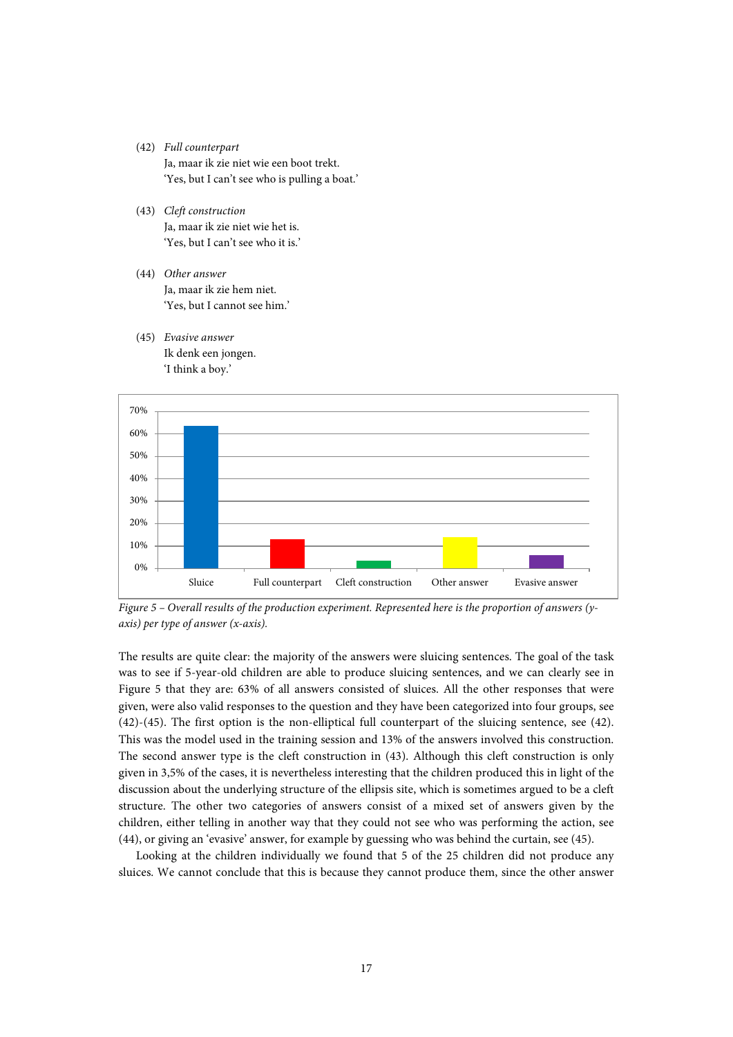(42) *Full counterpart*
Ja, maar ik zie niet wie een boot trekt.
'Yes, but I can't see who is pulling a boat.'

(43) *Cleft construction*
Ja, maar ik zie niet wie het is.
'Yes, but I can't see who it is.'

(44) *Other answer*
Ja, maar ik zie hem niet.
'Yes, but I cannot see him.'

(45) *Evasive answer*
Ik denk een jongen.
'I think a boy.'

*Figure 5 – Overall results of the production experiment. Represented here is the proportion of answers (y-axis) per type of answer (x-axis).*

The results are quite clear: the majority of the answers were sluicing sentences. The goal of the task was to see if 5-year-old children are able to produce sluicing sentences, and we can clearly see in Figure 5 that they are: 63% of all answers consisted of sluices. All the other responses that were given, were also valid responses to the question and they have been categorized into four groups, see (42)-(45). The first option is the non-elliptical full counterpart of the sluicing sentence, see (42). This was the model used in the training session and 13% of the answers involved this construction. The second answer type is the cleft construction in (43). Although this cleft construction is only given in 3,5% of the cases, it is nevertheless interesting that the children produced this in light of the discussion about the underlying structure of the ellipsis site, which is sometimes argued to be a cleft structure. The other two categories of answers consist of a mixed set of answers given by the children, either telling in another way that they could not see who was performing the action, see (44), or giving an 'evasive' answer, for example by guessing who was behind the curtain, see (45).

Looking at the children individually we found that 5 of the 25 children did not produce any sluices. We cannot conclude that this is because they cannot produce them, since the other answer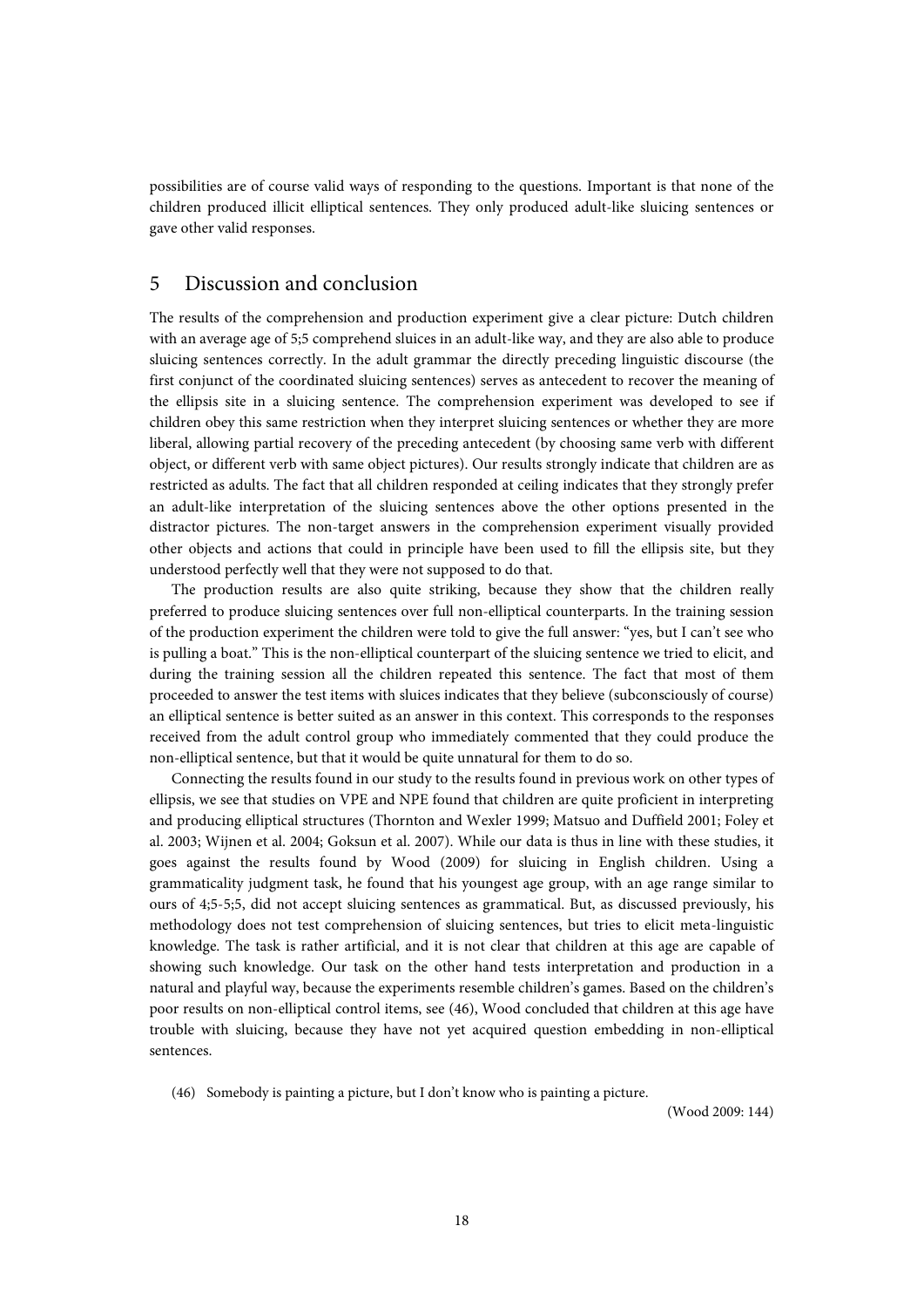possibilities are of course valid ways of responding to the questions. Important is that none of the children produced illicit elliptical sentences. They only produced adult-like sluicing sentences or gave other valid responses.

## 5 Discussion and conclusion

The results of the comprehension and production experiment give a clear picture: Dutch children with an average age of 5;5 comprehend sluices in an adult-like way, and they are also able to produce sluicing sentences correctly. In the adult grammar the directly preceding linguistic discourse (the first conjunct of the coordinated sluicing sentences) serves as antecedent to recover the meaning of the ellipsis site in a sluicing sentence. The comprehension experiment was developed to see if children obey this same restriction when they interpret sluicing sentences or whether they are more liberal, allowing partial recovery of the preceding antecedent (by choosing same verb with different object, or different verb with same object pictures). Our results strongly indicate that children are as restricted as adults. The fact that all children responded at ceiling indicates that they strongly prefer an adult-like interpretation of the sluicing sentences above the other options presented in the distractor pictures. The non-target answers in the comprehension experiment visually provided other objects and actions that could in principle have been used to fill the ellipsis site, but they understood perfectly well that they were not supposed to do that.

The production results are also quite striking, because they show that the children really preferred to produce sluicing sentences over full non-elliptical counterparts. In the training session of the production experiment the children were told to give the full answer: "yes, but I can't see who is pulling a boat." This is the non-elliptical counterpart of the sluicing sentence we tried to elicit, and during the training session all the children repeated this sentence. The fact that most of them proceeded to answer the test items with sluices indicates that they believe (subconsciously of course) an elliptical sentence is better suited as an answer in this context. This corresponds to the responses received from the adult control group who immediately commented that they could produce the non-elliptical sentence, but that it would be quite unnatural for them to do so.

Connecting the results found in our study to the results found in previous work on other types of ellipsis, we see that studies on VPE and NPE found that children are quite proficient in interpreting and producing elliptical structures (Thornton and Wexler 1999; Matsuo and Duffield 2001; Foley et al. 2003; Wijnen et al. 2004; Goksun et al. 2007). While our data is thus in line with these studies, it goes against the results found by Wood (2009) for sluicing in English children. Using a grammaticality judgment task, he found that his youngest age group, with an age range similar to ours of 4;5-5;5, did not accept sluicing sentences as grammatical. But, as discussed previously, his methodology does not test comprehension of sluicing sentences, but tries to elicit meta-linguistic knowledge. The task is rather artificial, and it is not clear that children at this age are capable of showing such knowledge. Our task on the other hand tests interpretation and production in a natural and playful way, because the experiments resemble children's games. Based on the children's poor results on non-elliptical control items, see (46), Wood concluded that children at this age have trouble with sluicing, because they have not yet acquired question embedding in non-elliptical sentences.

(46) Somebody is painting a picture, but I don't know who is painting a picture.

(Wood 2009: 144)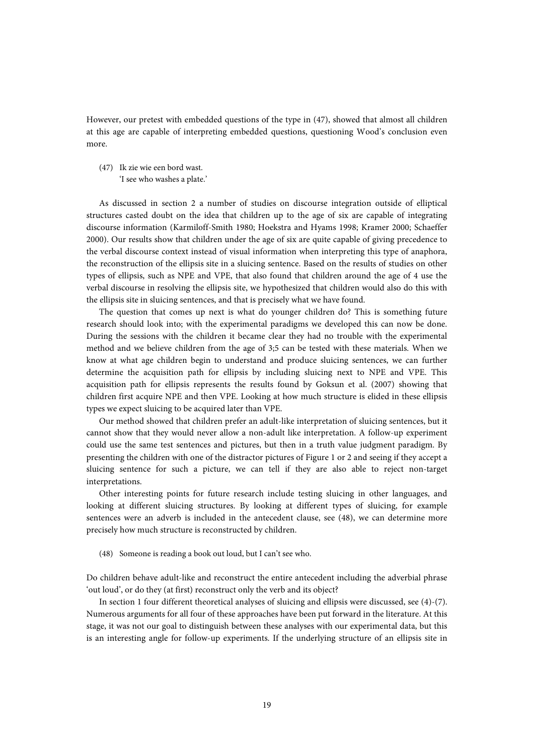However, our pretest with embedded questions of the type in (47), showed that almost all children at this age are capable of interpreting embedded questions, questioning Wood's conclusion even more.

(47) Ik zie wie een bord wast.
'I see who washes a plate.'

As discussed in section 2 a number of studies on discourse integration outside of elliptical structures casted doubt on the idea that children up to the age of six are capable of integrating discourse information (Karmiloff-Smith 1980; Hoekstra and Hyams 1998; Kramer 2000; Schaeffer 2000). Our results show that children under the age of six are quite capable of giving precedence to the verbal discourse context instead of visual information when interpreting this type of anaphora, the reconstruction of the ellipsis site in a sluicing sentence. Based on the results of studies on other types of ellipsis, such as NPE and VPE, that also found that children around the age of 4 use the verbal discourse in resolving the ellipsis site, we hypothesized that children would also do this with the ellipsis site in sluicing sentences, and that is precisely what we have found.

The question that comes up next is what do younger children do? This is something future research should look into; with the experimental paradigms we developed this can now be done. During the sessions with the children it became clear they had no trouble with the experimental method and we believe children from the age of 3;5 can be tested with these materials. When we know at what age children begin to understand and produce sluicing sentences, we can further determine the acquisition path for ellipsis by including sluicing next to NPE and VPE. This acquisition path for ellipsis represents the results found by Goksun et al. (2007) showing that children first acquire NPE and then VPE. Looking at how much structure is elided in these ellipsis types we expect sluicing to be acquired later than VPE.

Our method showed that children prefer an adult-like interpretation of sluicing sentences, but it cannot show that they would never allow a non-adult like interpretation. A follow-up experiment could use the same test sentences and pictures, but then in a truth value judgment paradigm. By presenting the children with one of the distractor pictures of Figure 1 or 2 and seeing if they accept a sluicing sentence for such a picture, we can tell if they are also able to reject non-target interpretations.

Other interesting points for future research include testing sluicing in other languages, and looking at different sluicing structures. By looking at different types of sluicing, for example sentences were an adverb is included in the antecedent clause, see (48), we can determine more precisely how much structure is reconstructed by children.

(48) Someone is reading a book out loud, but I can't see who.

Do children behave adult-like and reconstruct the entire antecedent including the adverbial phrase 'out loud', or do they (at first) reconstruct only the verb and its object?

In section 1 four different theoretical analyses of sluicing and ellipsis were discussed, see (4)-(7). Numerous arguments for all four of these approaches have been put forward in the literature. At this stage, it was not our goal to distinguish between these analyses with our experimental data, but this is an interesting angle for follow-up experiments. If the underlying structure of an ellipsis site in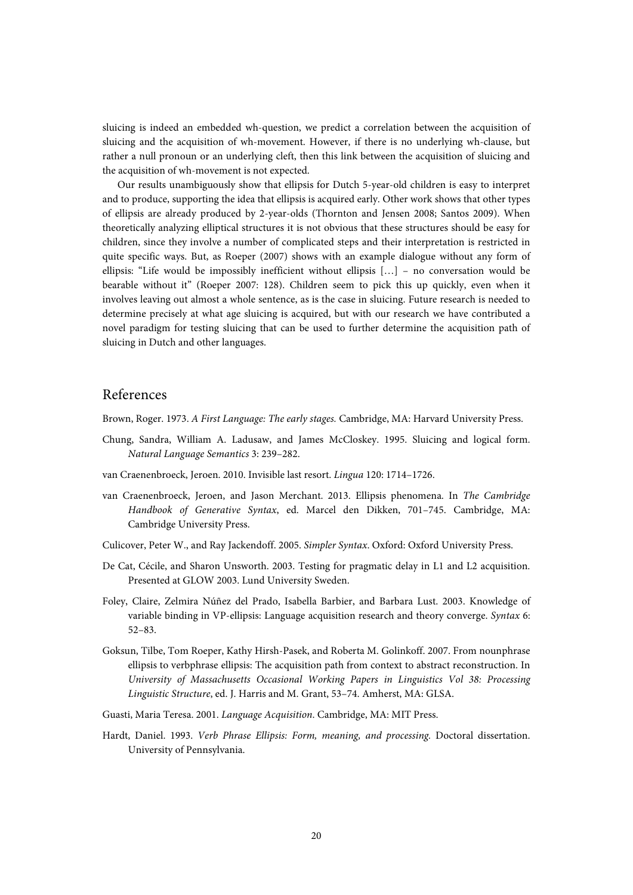sluicing is indeed an embedded wh-question, we predict a correlation between the acquisition of sluicing and the acquisition of wh-movement. However, if there is no underlying wh-clause, but rather a null pronoun or an underlying cleft, then this link between the acquisition of sluicing and the acquisition of wh-movement is not expected.

Our results unambiguously show that ellipsis for Dutch 5-year-old children is easy to interpret and to produce, supporting the idea that ellipsis is acquired early. Other work shows that other types of ellipsis are already produced by 2-year-olds (Thornton and Jensen 2008; Santos 2009). When theoretically analyzing elliptical structures it is not obvious that these structures should be easy for children, since they involve a number of complicated steps and their interpretation is restricted in quite specific ways. But, as Roeper (2007) shows with an example dialogue without any form of ellipsis: "Life would be impossibly inefficient without ellipsis […] – no conversation would be bearable without it" (Roeper 2007: 128). Children seem to pick this up quickly, even when it involves leaving out almost a whole sentence, as is the case in sluicing. Future research is needed to determine precisely at what age sluicing is acquired, but with our research we have contributed a novel paradigm for testing sluicing that can be used to further determine the acquisition path of sluicing in Dutch and other languages.

## References

Brown, Roger. 1973. *A First Language: The early stages.* Cambridge, MA: Harvard University Press.

Chung, Sandra, William A. Ladusaw, and James McCloskey. 1995. Sluicing and logical form. *Natural Language Semantics* 3: 239–282.

van Craenenbroeck, Jeroen. 2010. Invisible last resort. *Lingua* 120: 1714–1726.

van Craenenbroeck, Jeroen, and Jason Merchant. 2013. Ellipsis phenomena. In *The Cambridge Handbook of Generative Syntax*, ed. Marcel den Dikken, 701–745. Cambridge, MA: Cambridge University Press.

Culicover, Peter W., and Ray Jackendoff. 2005. *Simpler Syntax*. Oxford: Oxford University Press.

De Cat, Cécile, and Sharon Unsworth. 2003. Testing for pragmatic delay in L1 and L2 acquisition. Presented at GLOW 2003. Lund University Sweden.

Foley, Claire, Zelmira Núñez del Prado, Isabella Barbier, and Barbara Lust. 2003. Knowledge of variable binding in VP-ellipsis: Language acquisition research and theory converge. *Syntax* 6: 52–83.

Goksun, Tilbe, Tom Roeper, Kathy Hirsh-Pasek, and Roberta M. Golinkoff. 2007. From nounphrase ellipsis to verbphrase ellipsis: The acquisition path from context to abstract reconstruction. In *University of Massachusetts Occasional Working Papers in Linguistics Vol 38: Processing Linguistic Structure*, ed. J. Harris and M. Grant, 53–74. Amherst, MA: GLSA.

Guasti, Maria Teresa. 2001. *Language Acquisition*. Cambridge, MA: MIT Press.

Hardt, Daniel. 1993. *Verb Phrase Ellipsis: Form, meaning, and processing.* Doctoral dissertation. University of Pennsylvania.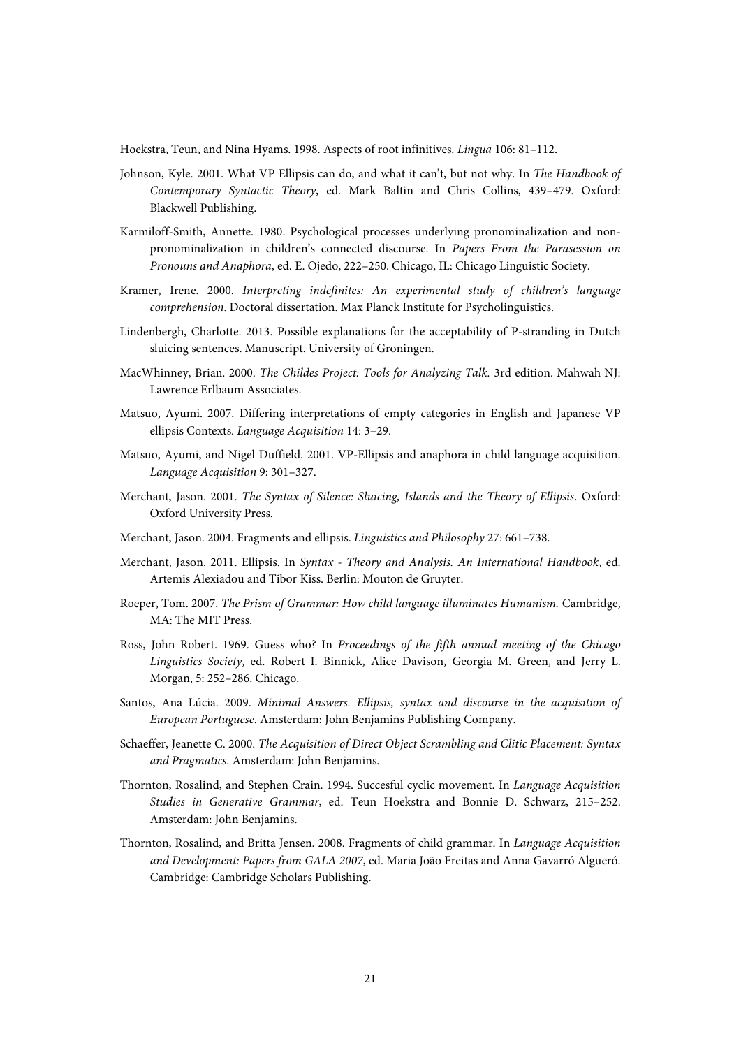Hoekstra, Teun, and Nina Hyams. 1998. Aspects of root infinitives. *Lingua* 106: 81–112.

Johnson, Kyle. 2001. What VP Ellipsis can do, and what it can't, but not why. In *The Handbook of Contemporary Syntactic Theory*, ed. Mark Baltin and Chris Collins, 439–479. Oxford: Blackwell Publishing.

Karmiloff-Smith, Annette. 1980. Psychological processes underlying pronominalization and non-pronominalization in children's connected discourse. In *Papers From the Parasession on Pronouns and Anaphora*, ed. E. Ojedo, 222–250. Chicago, IL: Chicago Linguistic Society.

Kramer, Irene. 2000. *Interpreting indefinites: An experimental study of children's language comprehension*. Doctoral dissertation. Max Planck Institute for Psycholinguistics.

Lindenbergh, Charlotte. 2013. Possible explanations for the acceptability of P-stranding in Dutch sluicing sentences. Manuscript. University of Groningen.

MacWhinney, Brian. 2000. *The Childes Project: Tools for Analyzing Talk.* 3rd edition. Mahwah NJ: Lawrence Erlbaum Associates.

Matsuo, Ayumi. 2007. Differing interpretations of empty categories in English and Japanese VP ellipsis Contexts. *Language Acquisition* 14: 3–29.

Matsuo, Ayumi, and Nigel Duffield. 2001. VP-Ellipsis and anaphora in child language acquisition. *Language Acquisition* 9: 301–327.

Merchant, Jason. 2001. *The Syntax of Silence: Sluicing, Islands and the Theory of Ellipsis*. Oxford: Oxford University Press.

Merchant, Jason. 2004. Fragments and ellipsis. *Linguistics and Philosophy* 27: 661–738.

Merchant, Jason. 2011. Ellipsis. In *Syntax - Theory and Analysis. An International Handbook*, ed. Artemis Alexiadou and Tibor Kiss. Berlin: Mouton de Gruyter.

Roeper, Tom. 2007. *The Prism of Grammar: How child language illuminates Humanism.* Cambridge, MA: The MIT Press.

Ross, John Robert. 1969. Guess who? In *Proceedings of the fifth annual meeting of the Chicago Linguistics Society*, ed. Robert I. Binnick, Alice Davison, Georgia M. Green, and Jerry L. Morgan, 5: 252–286. Chicago.

Santos, Ana Lúcia. 2009. *Minimal Answers. Ellipsis, syntax and discourse in the acquisition of European Portuguese*. Amsterdam: John Benjamins Publishing Company.

Schaeffer, Jeanette C. 2000. *The Acquisition of Direct Object Scrambling and Clitic Placement: Syntax and Pragmatics*. Amsterdam: John Benjamins.

Thornton, Rosalind, and Stephen Crain. 1994. Succesful cyclic movement. In *Language Acquisition Studies in Generative Grammar*, ed. Teun Hoekstra and Bonnie D. Schwarz, 215–252. Amsterdam: John Benjamins.

Thornton, Rosalind, and Britta Jensen. 2008. Fragments of child grammar. In *Language Acquisition and Development: Papers from GALA 2007*, ed. Maria João Freitas and Anna Gavarró Algueró. Cambridge: Cambridge Scholars Publishing.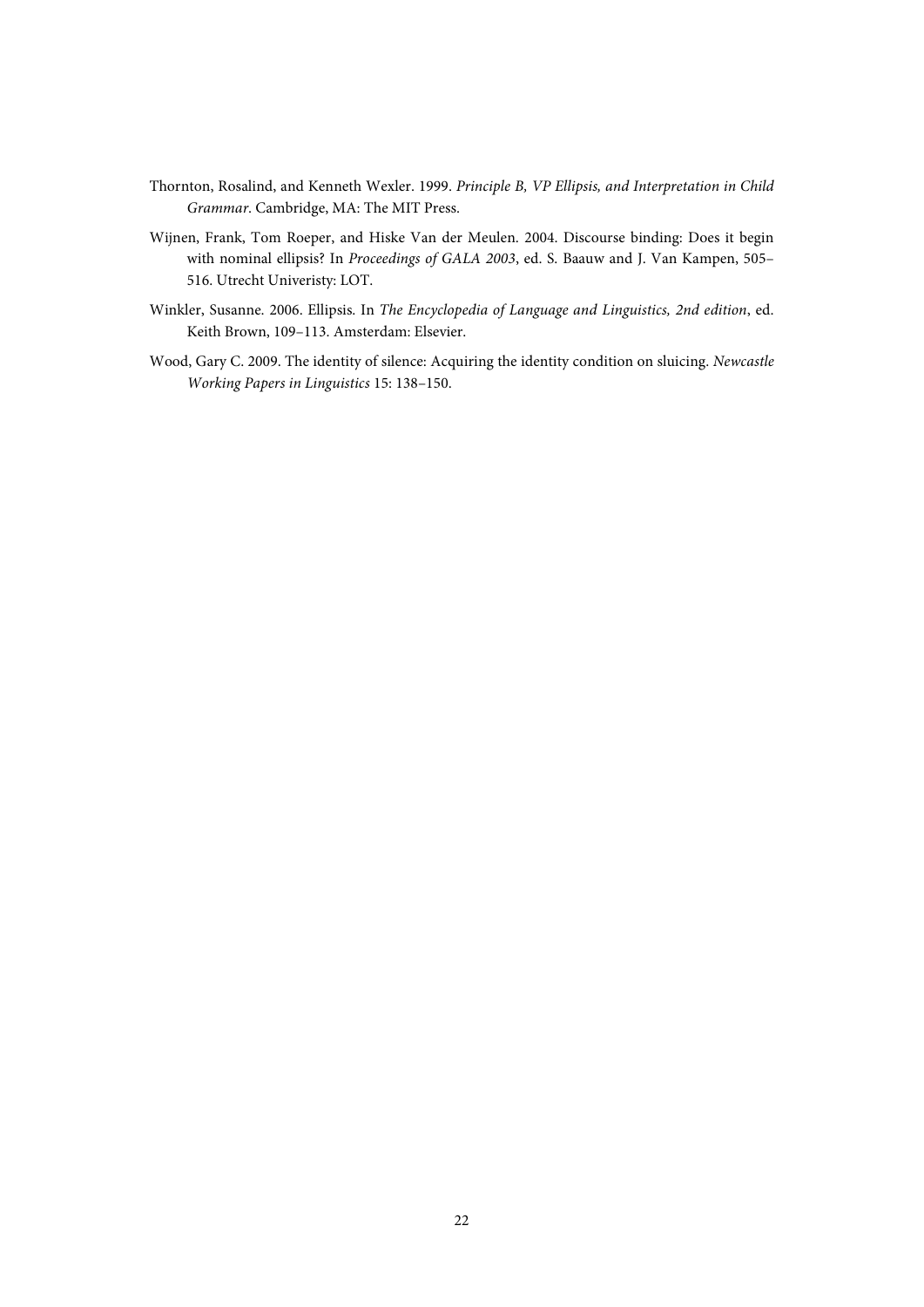Thornton, Rosalind, and Kenneth Wexler. 1999. *Principle B, VP Ellipsis, and Interpretation in Child Grammar*. Cambridge, MA: The MIT Press.

Wijnen, Frank, Tom Roeper, and Hiske Van der Meulen. 2004. Discourse binding: Does it begin with nominal ellipsis? In *Proceedings of GALA 2003*, ed. S. Baauw and J. Van Kampen, 505–516. Utrecht Univeristy: LOT.

Winkler, Susanne. 2006. Ellipsis. In *The Encyclopedia of Language and Linguistics, 2nd edition*, ed. Keith Brown, 109–113. Amsterdam: Elsevier.

Wood, Gary C. 2009. The identity of silence: Acquiring the identity condition on sluicing. *Newcastle Working Papers in Linguistics* 15: 138–150.